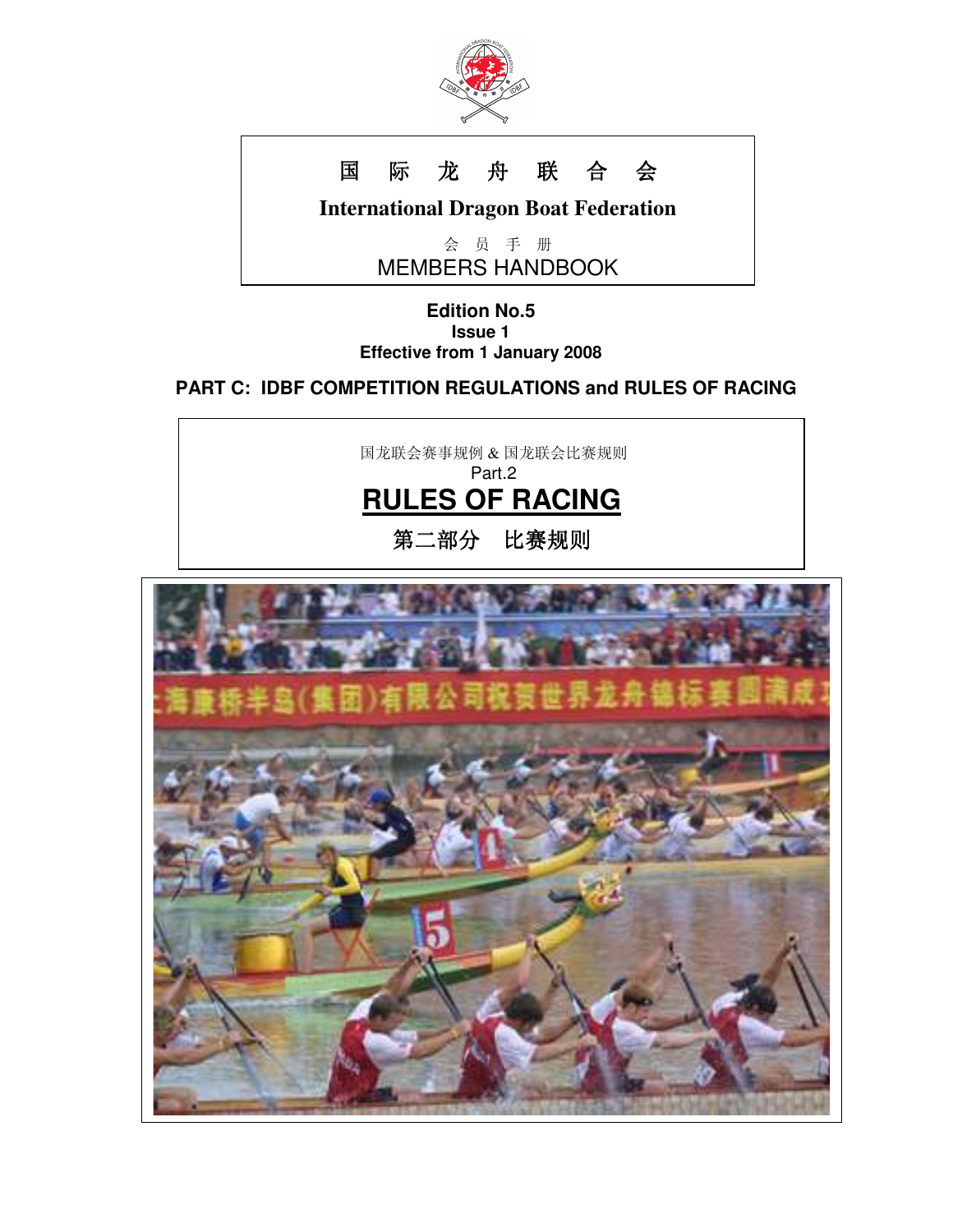# 国 际 龙 舟 联 合 会

## International Dragon Boat Federation

会 员 手 册

MEMBERS HANDBOOK

**Edition No.5**
**Issue 1**
**Effective from 1 January 2008**

**PART C: IDBF COMPETITION REGULATIONS and RULES OF RACING**

国龙联会赛事规例 & 国龙联会比赛规则

Part.2

# RULES OF RACING

**第二部分　比赛规则**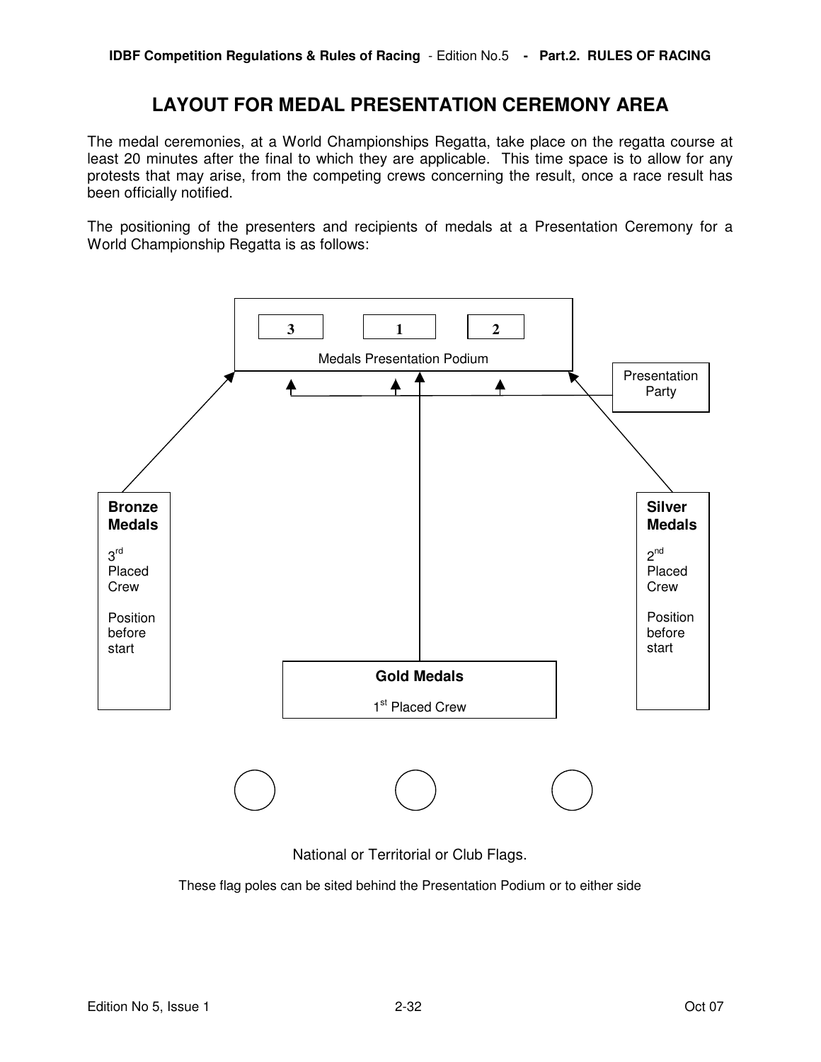# LAYOUT FOR MEDAL PRESENTATION CEREMONY AREA

The medal ceremonies, at a World Championships Regatta, take place on the regatta course at least 20 minutes after the final to which they are applicable. This time space is to allow for any protests that may arise, from the competing crews concerning the result, once a race result has been officially notified.

The positioning of the presenters and recipients of medals at a Presentation Ceremony for a World Championship Regatta is as follows:

3 1 2

Medals Presentation Podium

Presentation Party

**Bronze Medals**

3rd Placed Crew

Position before start

**Silver Medals**

2nd Placed Crew

Position before start

**Gold Medals**

1st Placed Crew

National or Territorial or Club Flags.

These flag poles can be sited behind the Presentation Podium or to either side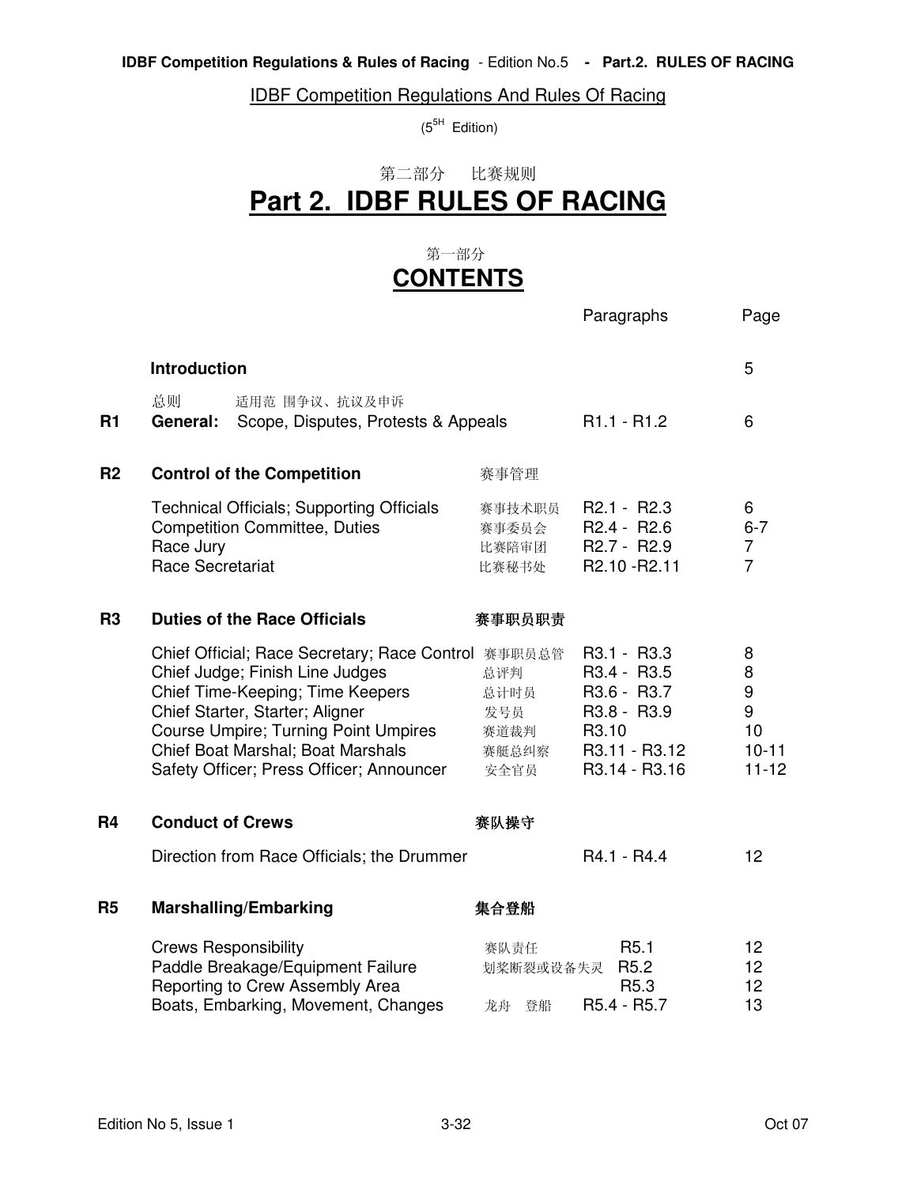IDBF Competition Regulations And Rules Of Racing

($5^{5H}$ Edition)

第二部分　比赛规则

# Part 2. IDBF RULES OF RACING

第一部分

## CONTENTS

| | | | Paragraphs | Page |
|---|---|---|---|---|
| | **Introduction** | | | 5 |
| **R1** | 总则　适用范 围争议、抗议及申诉<br>**General:** Scope, Disputes, Protests & Appeals | | R1.1 - R1.2 | 6 |
| **R2** | **Control of the Competition** | 赛事管理 | | |
| | Technical Officials; Supporting Officials | 赛事技术职员 | R2.1 - R2.3 | 6 |
| | Competition Committee, Duties | 赛事委员会 | R2.4 - R2.6 | 6-7 |
| | Race Jury | 比赛陪审团 | R2.7 - R2.9 | 7 |
| | Race Secretariat | 比赛秘书处 | R2.10 -R2.11 | 7 |
| **R3** | **Duties of the Race Officials** | **赛事职员职责** | | |
| | Chief Official; Race Secretary; Race Control | 赛事职员总管 | R3.1 - R3.3 | 8 |
| | Chief Judge; Finish Line Judges | 总评判 | R3.4 - R3.5 | 8 |
| | Chief Time-Keeping; Time Keepers | 总计时员 | R3.6 - R3.7 | 9 |
| | Chief Starter, Starter; Aligner | 发号员 | R3.8 - R3.9 | 9 |
| | Course Umpire; Turning Point Umpires | 赛道裁判 | R3.10 | 10 |
| | Chief Boat Marshal; Boat Marshals | 赛艇总纠察 | R3.11 - R3.12 | 10-11 |
| | Safety Officer; Press Officer; Announcer | 安全官员 | R3.14 - R3.16 | 11-12 |
| **R4** | **Conduct of Crews** | **赛队操守** | | |
| | Direction from Race Officials; the Drummer | | R4.1 - R4.4 | 12 |
| **R5** | **Marshalling/Embarking** | **集合登船** | | |
| | Crews Responsibility | 赛队责任 | R5.1 | 12 |
| | Paddle Breakage/Equipment Failure | 划桨断裂或设备失灵 | R5.2 | 12 |
| | Reporting to Crew Assembly Area | | R5.3 | 12 |
| | Boats, Embarking, Movement, Changes | 龙舟　登船 | R5.4 - R5.7 | 13 |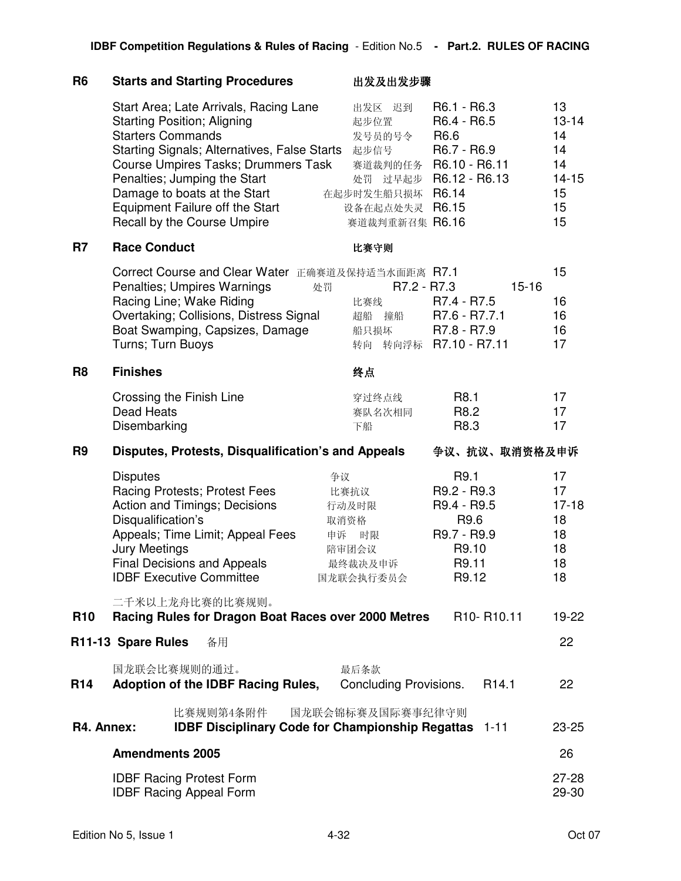| | | | | |
|---|---|---|---|---|
| **R6** | **Starts and Starting Procedures** | **出发及出发步骤** | | |
| | Start Area; Late Arrivals, Racing Lane | 出发区 迟到 | R6.1 - R6.3 | 13 |
| | Starting Position; Aligning | 起步位置 | R6.4 - R6.5 | 13-14 |
| | Starters Commands | 发号员的号令 | R6.6 | 14 |
| | Starting Signals; Alternatives, False Starts | 起步信号 | R6.7 - R6.9 | 14 |
| | Course Umpires Tasks; Drummers Task | 赛道裁判的任务 | R6.10 - R6.11 | 14 |
| | Penalties; Jumping the Start | 处罚 过早起步 | R6.12 - R6.13 | 14-15 |
| | Damage to boats at the Start | 在起步时发生船只损坏 | R6.14 | 15 |
| | Equipment Failure off the Start | 设备在起点处失灵 | R6.15 | 15 |
| | Recall by the Course Umpire | 赛道裁判重新召集 | R6.16 | 15 |
| **R7** | **Race Conduct** | **比赛守则** | | |
| | Correct Course and Clear Water | 正确赛道及保持适当水面距离 | R7.1 | 15 |
| | Penalties; Umpires Warnings | 处罚 | R7.2 - R7.3 | 15-16 |
| | Racing Line; Wake Riding | 比赛线 | R7.4 - R7.5 | 16 |
| | Overtaking; Collisions, Distress Signal | 超船 撞船 | R7.6 - R7.7.1 | 16 |
| | Boat Swamping, Capsizes, Damage | 船只损坏 | R7.8 - R7.9 | 16 |
| | Turns; Turn Buoys | 转向 转向浮标 | R7.10 - R7.11 | 17 |
| **R8** | **Finishes** | **终点** | | |
| | Crossing the Finish Line | 穿过终点线 | R8.1 | 17 |
| | Dead Heats | 赛队名次相同 | R8.2 | 17 |
| | Disembarking | 下船 | R8.3 | 17 |
| **R9** | **Disputes, Protests, Disqualification's and Appeals** | **争议、抗议、取消资格及申诉** | | |
| | Disputes | 争议 | R9.1 | 17 |
| | Racing Protests; Protest Fees | 比赛抗议 | R9.2 - R9.3 | 17 |
| | Action and Timings; Decisions | 行动及时限 | R9.4 - R9.5 | 17-18 |
| | Disqualification's | 取消资格 | R9.6 | 18 |
| | Appeals; Time Limit; Appeal Fees | 申诉 时限 | R9.7 - R9.9 | 18 |
| | Jury Meetings | 陪审团会议 | R9.10 | 18 |
| | Final Decisions and Appeals | 最终裁决及申诉 | R9.11 | 18 |
| | IDBF Executive Committee | 国龙联会执行委员会 | R9.12 | 18 |
| **R10** | 二千米以上龙舟比赛的比赛规则。 **Racing Rules for Dragon Boat Races over 2000 Metres** | | R10- R10.11 | 19-22 |
| **R11-13** | **Spare Rules** 备用 | | | 22 |
| **R14** | 国龙联会比赛规则的通过。 **Adoption of the IDBF Racing Rules,** | 最后条款 Concluding Provisions. | R14.1 | 22 |
| **R4. Annex:** | 比赛规则第4条附件 国龙联会锦标赛及国际赛事纪律守则 **IDBF Disciplinary Code for Championship Regattas** | | 1-11 | 23-25 |
| | **Amendments 2005** | | | 26 |
| | IDBF Racing Protest Form | | | 27-28 |
| | IDBF Racing Appeal Form | | | 29-30 |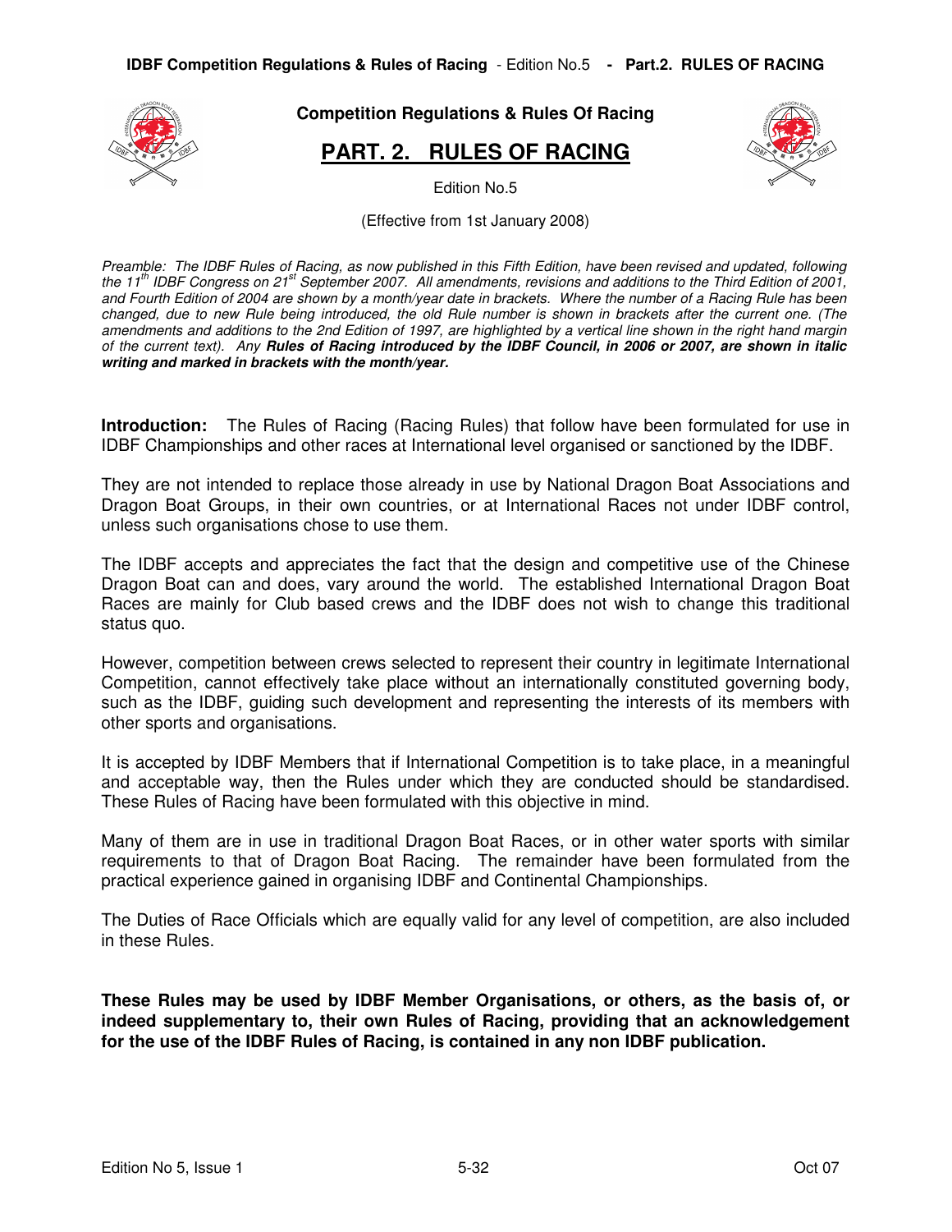**Competition Regulations & Rules Of Racing**

# PART. 2. RULES OF RACING

Edition No.5

(Effective from 1st January 2008)

*Preamble: The IDBF Rules of Racing, as now published in this Fifth Edition, have been revised and updated, following the 11th IDBF Congress on 21st September 2007. All amendments, revisions and additions to the Third Edition of 2001, and Fourth Edition of 2004 are shown by a month/year date in brackets. Where the number of a Racing Rule has been changed, due to new Rule being introduced, the old Rule number is shown in brackets after the current one. (The amendments and additions to the 2nd Edition of 1997, are highlighted by a vertical line shown in the right hand margin of the current text). Any* ***Rules of Racing introduced by the IDBF Council, in 2006 or 2007, are shown in italic writing and marked in brackets with the month/year.***

**Introduction:** The Rules of Racing (Racing Rules) that follow have been formulated for use in IDBF Championships and other races at International level organised or sanctioned by the IDBF.

They are not intended to replace those already in use by National Dragon Boat Associations and Dragon Boat Groups, in their own countries, or at International Races not under IDBF control, unless such organisations chose to use them.

The IDBF accepts and appreciates the fact that the design and competitive use of the Chinese Dragon Boat can and does, vary around the world. The established International Dragon Boat Races are mainly for Club based crews and the IDBF does not wish to change this traditional status quo.

However, competition between crews selected to represent their country in legitimate International Competition, cannot effectively take place without an internationally constituted governing body, such as the IDBF, guiding such development and representing the interests of its members with other sports and organisations.

It is accepted by IDBF Members that if International Competition is to take place, in a meaningful and acceptable way, then the Rules under which they are conducted should be standardised. These Rules of Racing have been formulated with this objective in mind.

Many of them are in use in traditional Dragon Boat Races, or in other water sports with similar requirements to that of Dragon Boat Racing. The remainder have been formulated from the practical experience gained in organising IDBF and Continental Championships.

The Duties of Race Officials which are equally valid for any level of competition, are also included in these Rules.

**These Rules may be used by IDBF Member Organisations, or others, as the basis of, or indeed supplementary to, their own Rules of Racing, providing that an acknowledgement for the use of the IDBF Rules of Racing, is contained in any non IDBF publication.**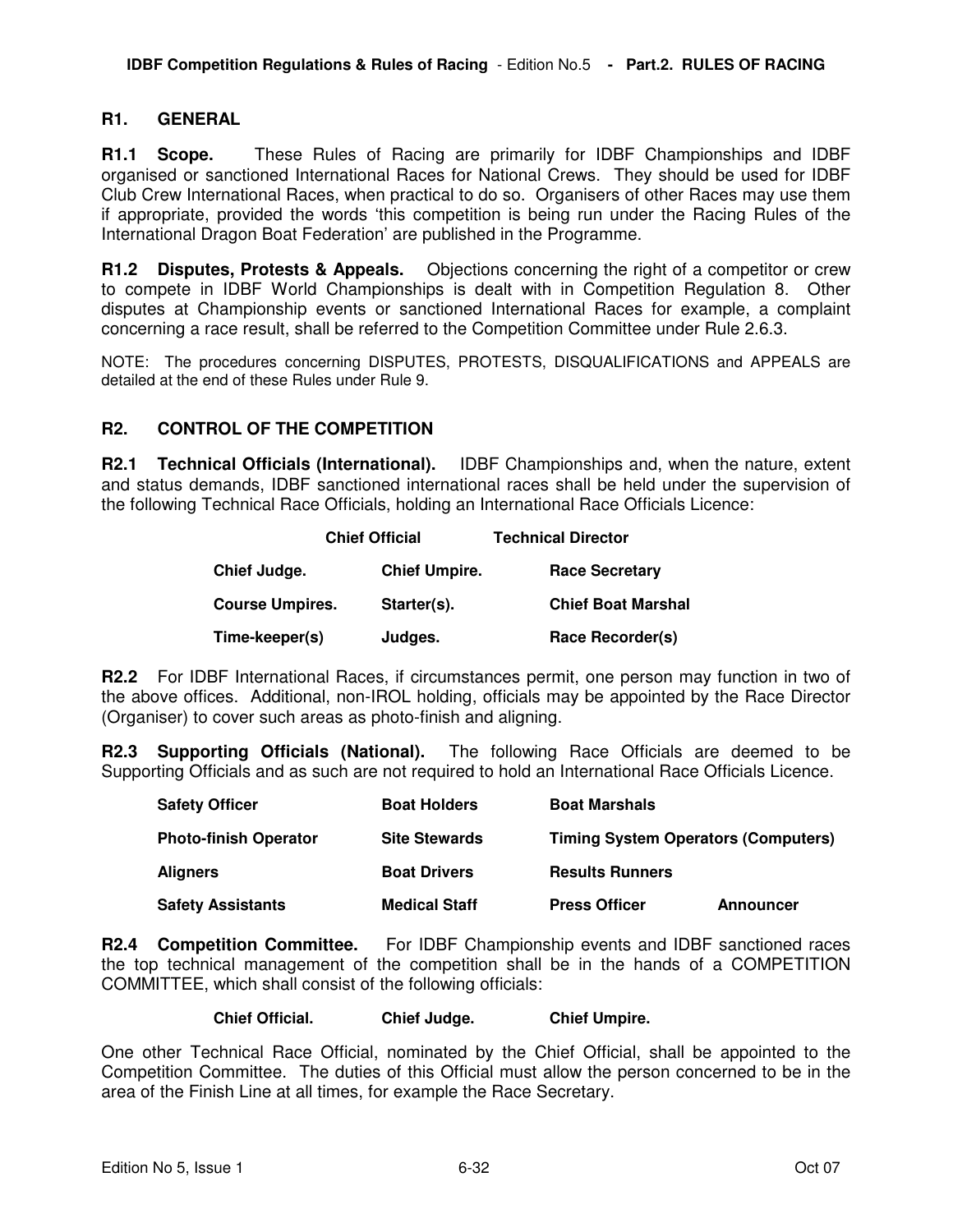## R1. GENERAL

**R1.1 Scope.** These Rules of Racing are primarily for IDBF Championships and IDBF organised or sanctioned International Races for National Crews. They should be used for IDBF Club Crew International Races, when practical to do so. Organisers of other Races may use them if appropriate, provided the words 'this competition is being run under the Racing Rules of the International Dragon Boat Federation' are published in the Programme.

**R1.2 Disputes, Protests & Appeals.** Objections concerning the right of a competitor or crew to compete in IDBF World Championships is dealt with in Competition Regulation 8. Other disputes at Championship events or sanctioned International Races for example, a complaint concerning a race result, shall be referred to the Competition Committee under Rule 2.6.3.

NOTE: The procedures concerning DISPUTES, PROTESTS, DISQUALIFICATIONS and APPEALS are detailed at the end of these Rules under Rule 9.

## R2. CONTROL OF THE COMPETITION

**R2.1 Technical Officials (International).** IDBF Championships and, when the nature, extent and status demands, IDBF sanctioned international races shall be held under the supervision of the following Technical Race Officials, holding an International Race Officials Licence:

| | | |
|---|---|---|
| | **Chief Official** | **Technical Director** |
| **Chief Judge.** | **Chief Umpire.** | **Race Secretary** |
| **Course Umpires.** | **Starter(s).** | **Chief Boat Marshal** |
| **Time-keeper(s)** | **Judges.** | **Race Recorder(s)** |

**R2.2** For IDBF International Races, if circumstances permit, one person may function in two of the above offices. Additional, non-IROL holding, officials may be appointed by the Race Director (Organiser) to cover such areas as photo-finish and aligning.

**R2.3 Supporting Officials (National).** The following Race Officials are deemed to be Supporting Officials and as such are not required to hold an International Race Officials Licence.

| | | | |
|---|---|---|---|
| **Safety Officer** | **Boat Holders** | **Boat Marshals** | |
| **Photo-finish Operator** | **Site Stewards** | **Timing System Operators (Computers)** | |
| **Aligners** | **Boat Drivers** | **Results Runners** | |
| **Safety Assistants** | **Medical Staff** | **Press Officer** | **Announcer** |

**R2.4 Competition Committee.** For IDBF Championship events and IDBF sanctioned races the top technical management of the competition shall be in the hands of a COMPETITION COMMITTEE, which shall consist of the following officials:

**Chief Official.** **Chief Judge.** **Chief Umpire.**

One other Technical Race Official, nominated by the Chief Official, shall be appointed to the Competition Committee. The duties of this Official must allow the person concerned to be in the area of the Finish Line at all times, for example the Race Secretary.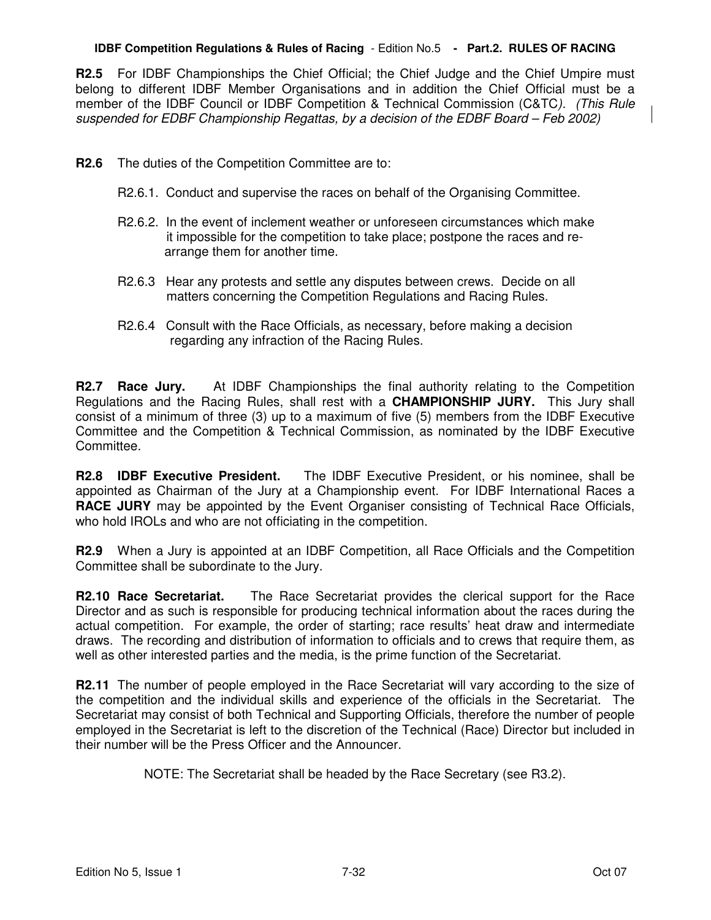**R2.5** For IDBF Championships the Chief Official; the Chief Judge and the Chief Umpire must belong to different IDBF Member Organisations and in addition the Chief Official must be a member of the IDBF Council or IDBF Competition & Technical Commission (C&TC*). (This Rule suspended for EDBF Championship Regattas, by a decision of the EDBF Board – Feb 2002)*

**R2.6** The duties of the Competition Committee are to:

R2.6.1. Conduct and supervise the races on behalf of the Organising Committee.

R2.6.2. In the event of inclement weather or unforeseen circumstances which make it impossible for the competition to take place; postpone the races and re-arrange them for another time.

R2.6.3 Hear any protests and settle any disputes between crews. Decide on all matters concerning the Competition Regulations and Racing Rules.

R2.6.4 Consult with the Race Officials, as necessary, before making a decision regarding any infraction of the Racing Rules.

**R2.7 Race Jury.** At IDBF Championships the final authority relating to the Competition Regulations and the Racing Rules, shall rest with a **CHAMPIONSHIP JURY.** This Jury shall consist of a minimum of three (3) up to a maximum of five (5) members from the IDBF Executive Committee and the Competition & Technical Commission, as nominated by the IDBF Executive Committee.

**R2.8 IDBF Executive President.** The IDBF Executive President, or his nominee, shall be appointed as Chairman of the Jury at a Championship event. For IDBF International Races a **RACE JURY** may be appointed by the Event Organiser consisting of Technical Race Officials, who hold IROLs and who are not officiating in the competition.

**R2.9** When a Jury is appointed at an IDBF Competition, all Race Officials and the Competition Committee shall be subordinate to the Jury.

**R2.10 Race Secretariat.** The Race Secretariat provides the clerical support for the Race Director and as such is responsible for producing technical information about the races during the actual competition. For example, the order of starting; race results' heat draw and intermediate draws. The recording and distribution of information to officials and to crews that require them, as well as other interested parties and the media, is the prime function of the Secretariat.

**R2.11** The number of people employed in the Race Secretariat will vary according to the size of the competition and the individual skills and experience of the officials in the Secretariat. The Secretariat may consist of both Technical and Supporting Officials, therefore the number of people employed in the Secretariat is left to the discretion of the Technical (Race) Director but included in their number will be the Press Officer and the Announcer.

NOTE: The Secretariat shall be headed by the Race Secretary (see R3.2).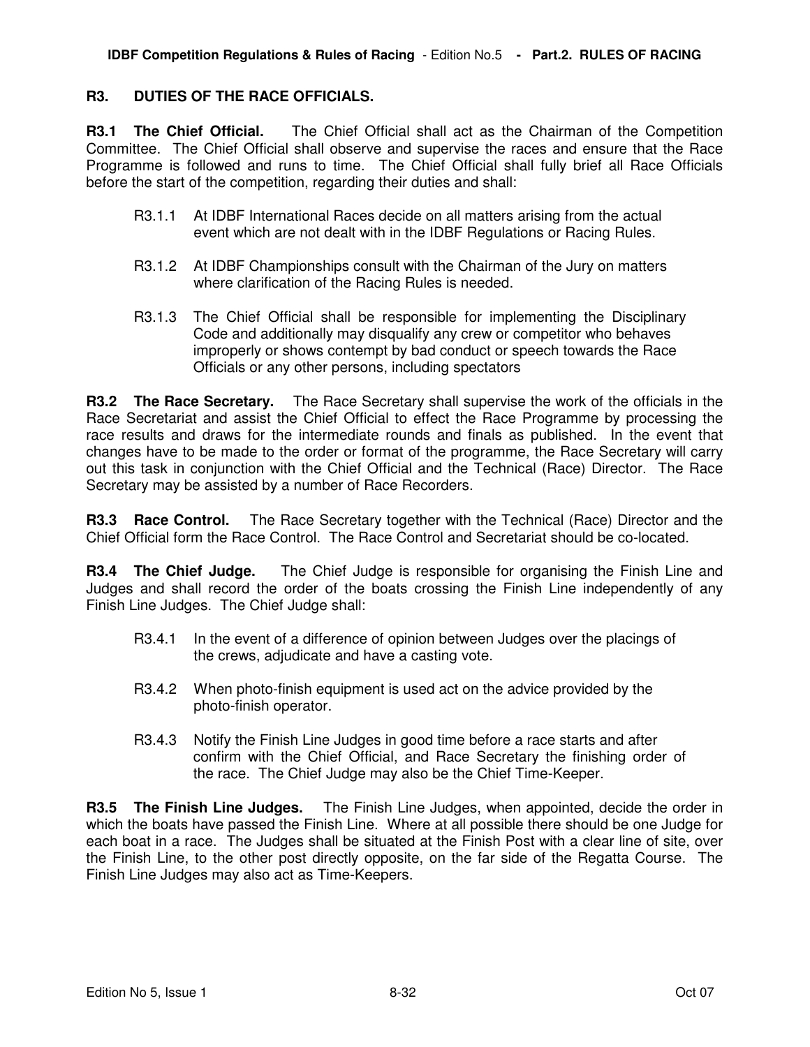## R3. DUTIES OF THE RACE OFFICIALS.

**R3.1 The Chief Official.** The Chief Official shall act as the Chairman of the Competition Committee. The Chief Official shall observe and supervise the races and ensure that the Race Programme is followed and runs to time. The Chief Official shall fully brief all Race Officials before the start of the competition, regarding their duties and shall:

R3.1.1 At IDBF International Races decide on all matters arising from the actual event which are not dealt with in the IDBF Regulations or Racing Rules.

R3.1.2 At IDBF Championships consult with the Chairman of the Jury on matters where clarification of the Racing Rules is needed.

R3.1.3 The Chief Official shall be responsible for implementing the Disciplinary Code and additionally may disqualify any crew or competitor who behaves improperly or shows contempt by bad conduct or speech towards the Race Officials or any other persons, including spectators

**R3.2 The Race Secretary.** The Race Secretary shall supervise the work of the officials in the Race Secretariat and assist the Chief Official to effect the Race Programme by processing the race results and draws for the intermediate rounds and finals as published. In the event that changes have to be made to the order or format of the programme, the Race Secretary will carry out this task in conjunction with the Chief Official and the Technical (Race) Director. The Race Secretary may be assisted by a number of Race Recorders.

**R3.3 Race Control.** The Race Secretary together with the Technical (Race) Director and the Chief Official form the Race Control. The Race Control and Secretariat should be co-located.

**R3.4 The Chief Judge.** The Chief Judge is responsible for organising the Finish Line and Judges and shall record the order of the boats crossing the Finish Line independently of any Finish Line Judges. The Chief Judge shall:

R3.4.1 In the event of a difference of opinion between Judges over the placings of the crews, adjudicate and have a casting vote.

R3.4.2 When photo-finish equipment is used act on the advice provided by the photo-finish operator.

R3.4.3 Notify the Finish Line Judges in good time before a race starts and after confirm with the Chief Official, and Race Secretary the finishing order of the race. The Chief Judge may also be the Chief Time-Keeper.

**R3.5 The Finish Line Judges.** The Finish Line Judges, when appointed, decide the order in which the boats have passed the Finish Line. Where at all possible there should be one Judge for each boat in a race. The Judges shall be situated at the Finish Post with a clear line of site, over the Finish Line, to the other post directly opposite, on the far side of the Regatta Course. The Finish Line Judges may also act as Time-Keepers.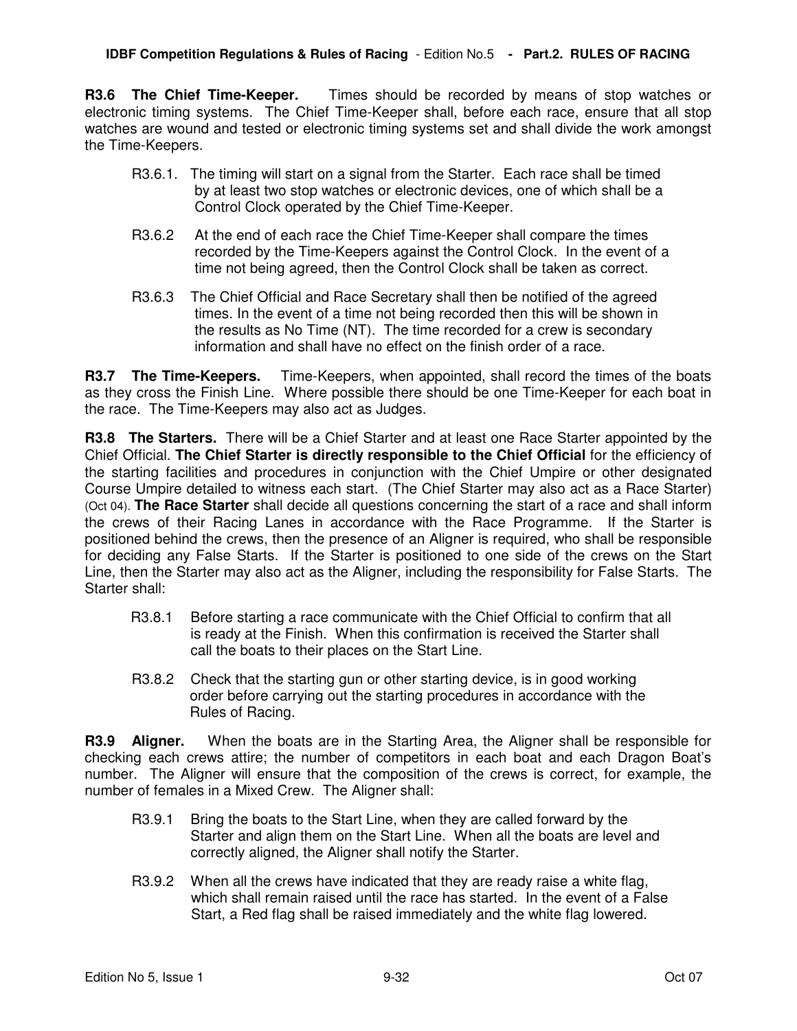**R3.6 The Chief Time-Keeper.** Times should be recorded by means of stop watches or electronic timing systems. The Chief Time-Keeper shall, before each race, ensure that all stop watches are wound and tested or electronic timing systems set and shall divide the work amongst the Time-Keepers.

R3.6.1. The timing will start on a signal from the Starter. Each race shall be timed by at least two stop watches or electronic devices, one of which shall be a Control Clock operated by the Chief Time-Keeper.

R3.6.2 At the end of each race the Chief Time-Keeper shall compare the times recorded by the Time-Keepers against the Control Clock. In the event of a time not being agreed, then the Control Clock shall be taken as correct.

R3.6.3 The Chief Official and Race Secretary shall then be notified of the agreed times. In the event of a time not being recorded then this will be shown in the results as No Time (NT). The time recorded for a crew is secondary information and shall have no effect on the finish order of a race.

**R3.7 The Time-Keepers.** Time-Keepers, when appointed, shall record the times of the boats as they cross the Finish Line. Where possible there should be one Time-Keeper for each boat in the race. The Time-Keepers may also act as Judges.

**R3.8 The Starters.** There will be a Chief Starter and at least one Race Starter appointed by the Chief Official. **The Chief Starter is directly responsible to the Chief Official** for the efficiency of the starting facilities and procedures in conjunction with the Chief Umpire or other designated Course Umpire detailed to witness each start. (The Chief Starter may also act as a Race Starter) (Oct 04). **The Race Starter** shall decide all questions concerning the start of a race and shall inform the crews of their Racing Lanes in accordance with the Race Programme. If the Starter is positioned behind the crews, then the presence of an Aligner is required, who shall be responsible for deciding any False Starts. If the Starter is positioned to one side of the crews on the Start Line, then the Starter may also act as the Aligner, including the responsibility for False Starts. The Starter shall:

R3.8.1 Before starting a race communicate with the Chief Official to confirm that all is ready at the Finish. When this confirmation is received the Starter shall call the boats to their places on the Start Line.

R3.8.2 Check that the starting gun or other starting device, is in good working order before carrying out the starting procedures in accordance with the Rules of Racing.

**R3.9 Aligner.** When the boats are in the Starting Area, the Aligner shall be responsible for checking each crews attire; the number of competitors in each boat and each Dragon Boat's number. The Aligner will ensure that the composition of the crews is correct, for example, the number of females in a Mixed Crew. The Aligner shall:

R3.9.1 Bring the boats to the Start Line, when they are called forward by the Starter and align them on the Start Line. When all the boats are level and correctly aligned, the Aligner shall notify the Starter.

R3.9.2 When all the crews have indicated that they are ready raise a white flag, which shall remain raised until the race has started. In the event of a False Start, a Red flag shall be raised immediately and the white flag lowered.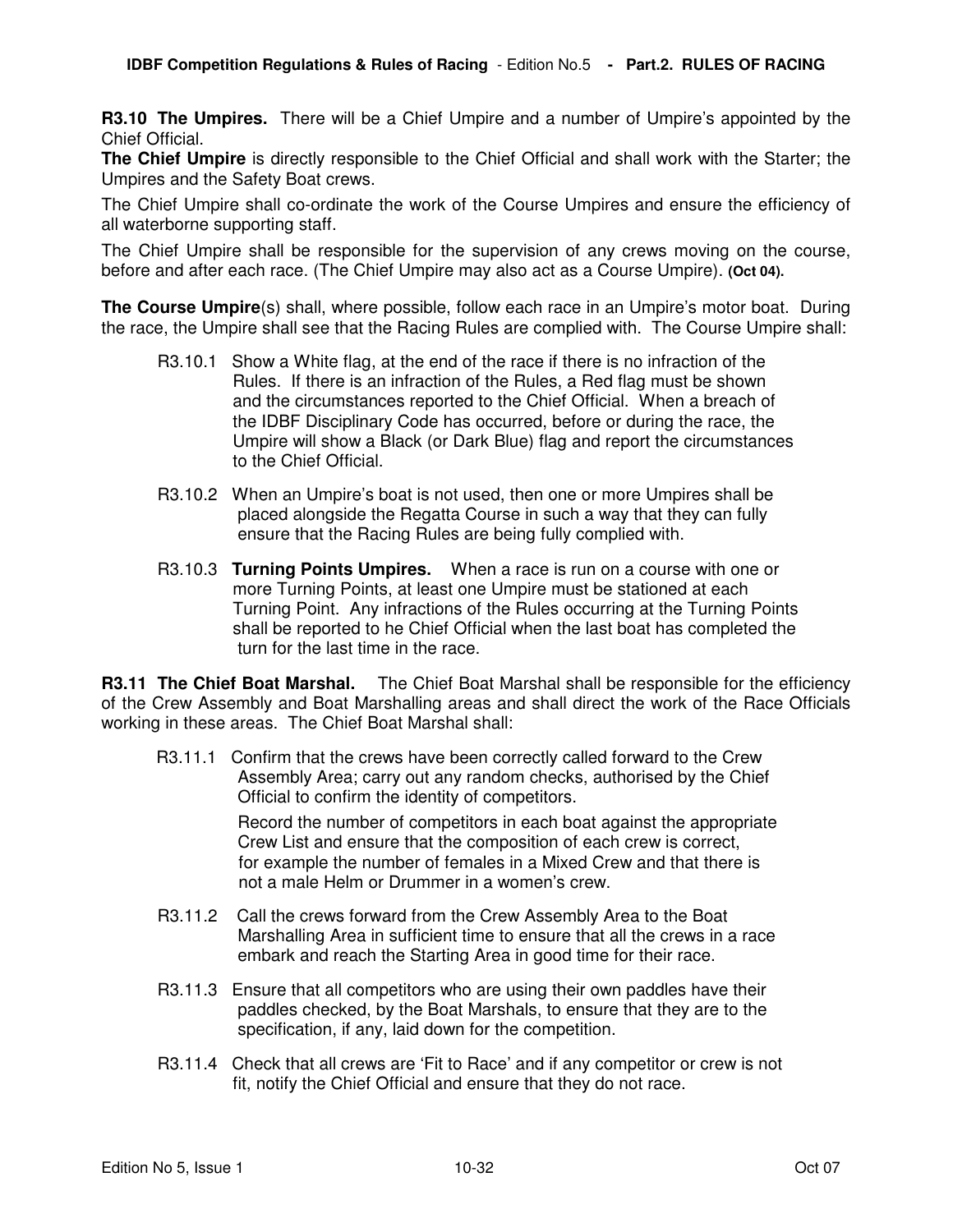**R3.10 The Umpires.** There will be a Chief Umpire and a number of Umpire's appointed by the Chief Official.

**The Chief Umpire** is directly responsible to the Chief Official and shall work with the Starter; the Umpires and the Safety Boat crews.

The Chief Umpire shall co-ordinate the work of the Course Umpires and ensure the efficiency of all waterborne supporting staff.

The Chief Umpire shall be responsible for the supervision of any crews moving on the course, before and after each race. (The Chief Umpire may also act as a Course Umpire). **(Oct 04).**

**The Course Umpire**(s) shall, where possible, follow each race in an Umpire's motor boat. During the race, the Umpire shall see that the Racing Rules are complied with. The Course Umpire shall:

R3.10.1 Show a White flag, at the end of the race if there is no infraction of the Rules. If there is an infraction of the Rules, a Red flag must be shown and the circumstances reported to the Chief Official. When a breach of the IDBF Disciplinary Code has occurred, before or during the race, the Umpire will show a Black (or Dark Blue) flag and report the circumstances to the Chief Official.

R3.10.2 When an Umpire's boat is not used, then one or more Umpires shall be placed alongside the Regatta Course in such a way that they can fully ensure that the Racing Rules are being fully complied with.

R3.10.3 **Turning Points Umpires.** When a race is run on a course with one or more Turning Points, at least one Umpire must be stationed at each Turning Point. Any infractions of the Rules occurring at the Turning Points shall be reported to he Chief Official when the last boat has completed the turn for the last time in the race.

**R3.11 The Chief Boat Marshal.** The Chief Boat Marshal shall be responsible for the efficiency of the Crew Assembly and Boat Marshalling areas and shall direct the work of the Race Officials working in these areas. The Chief Boat Marshal shall:

R3.11.1 Confirm that the crews have been correctly called forward to the Crew Assembly Area; carry out any random checks, authorised by the Chief Official to confirm the identity of competitors.

Record the number of competitors in each boat against the appropriate Crew List and ensure that the composition of each crew is correct, for example the number of females in a Mixed Crew and that there is not a male Helm or Drummer in a women's crew.

R3.11.2 Call the crews forward from the Crew Assembly Area to the Boat Marshalling Area in sufficient time to ensure that all the crews in a race embark and reach the Starting Area in good time for their race.

R3.11.3 Ensure that all competitors who are using their own paddles have their paddles checked, by the Boat Marshals, to ensure that they are to the specification, if any, laid down for the competition.

R3.11.4 Check that all crews are 'Fit to Race' and if any competitor or crew is not fit, notify the Chief Official and ensure that they do not race.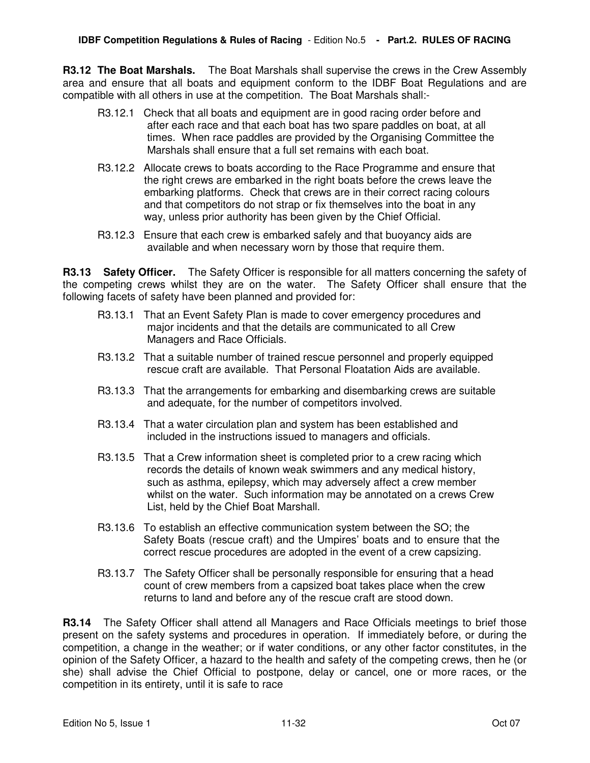**R3.12 The Boat Marshals.** The Boat Marshals shall supervise the crews in the Crew Assembly area and ensure that all boats and equipment conform to the IDBF Boat Regulations and are compatible with all others in use at the competition. The Boat Marshals shall:-

R3.12.1 Check that all boats and equipment are in good racing order before and after each race and that each boat has two spare paddles on boat, at all times. When race paddles are provided by the Organising Committee the Marshals shall ensure that a full set remains with each boat.

R3.12.2 Allocate crews to boats according to the Race Programme and ensure that the right crews are embarked in the right boats before the crews leave the embarking platforms. Check that crews are in their correct racing colours and that competitors do not strap or fix themselves into the boat in any way, unless prior authority has been given by the Chief Official.

R3.12.3 Ensure that each crew is embarked safely and that buoyancy aids are available and when necessary worn by those that require them.

**R3.13 Safety Officer.** The Safety Officer is responsible for all matters concerning the safety of the competing crews whilst they are on the water. The Safety Officer shall ensure that the following facets of safety have been planned and provided for:

R3.13.1 That an Event Safety Plan is made to cover emergency procedures and major incidents and that the details are communicated to all Crew Managers and Race Officials.

R3.13.2 That a suitable number of trained rescue personnel and properly equipped rescue craft are available. That Personal Floatation Aids are available.

R3.13.3 That the arrangements for embarking and disembarking crews are suitable and adequate, for the number of competitors involved.

R3.13.4 That a water circulation plan and system has been established and included in the instructions issued to managers and officials.

R3.13.5 That a Crew information sheet is completed prior to a crew racing which records the details of known weak swimmers and any medical history, such as asthma, epilepsy, which may adversely affect a crew member whilst on the water. Such information may be annotated on a crews Crew List, held by the Chief Boat Marshall.

R3.13.6 To establish an effective communication system between the SO; the Safety Boats (rescue craft) and the Umpires' boats and to ensure that the correct rescue procedures are adopted in the event of a crew capsizing.

R3.13.7 The Safety Officer shall be personally responsible for ensuring that a head count of crew members from a capsized boat takes place when the crew returns to land and before any of the rescue craft are stood down.

**R3.14** The Safety Officer shall attend all Managers and Race Officials meetings to brief those present on the safety systems and procedures in operation. If immediately before, or during the competition, a change in the weather; or if water conditions, or any other factor constitutes, in the opinion of the Safety Officer, a hazard to the health and safety of the competing crews, then he (or she) shall advise the Chief Official to postpone, delay or cancel, one or more races, or the competition in its entirety, until it is safe to race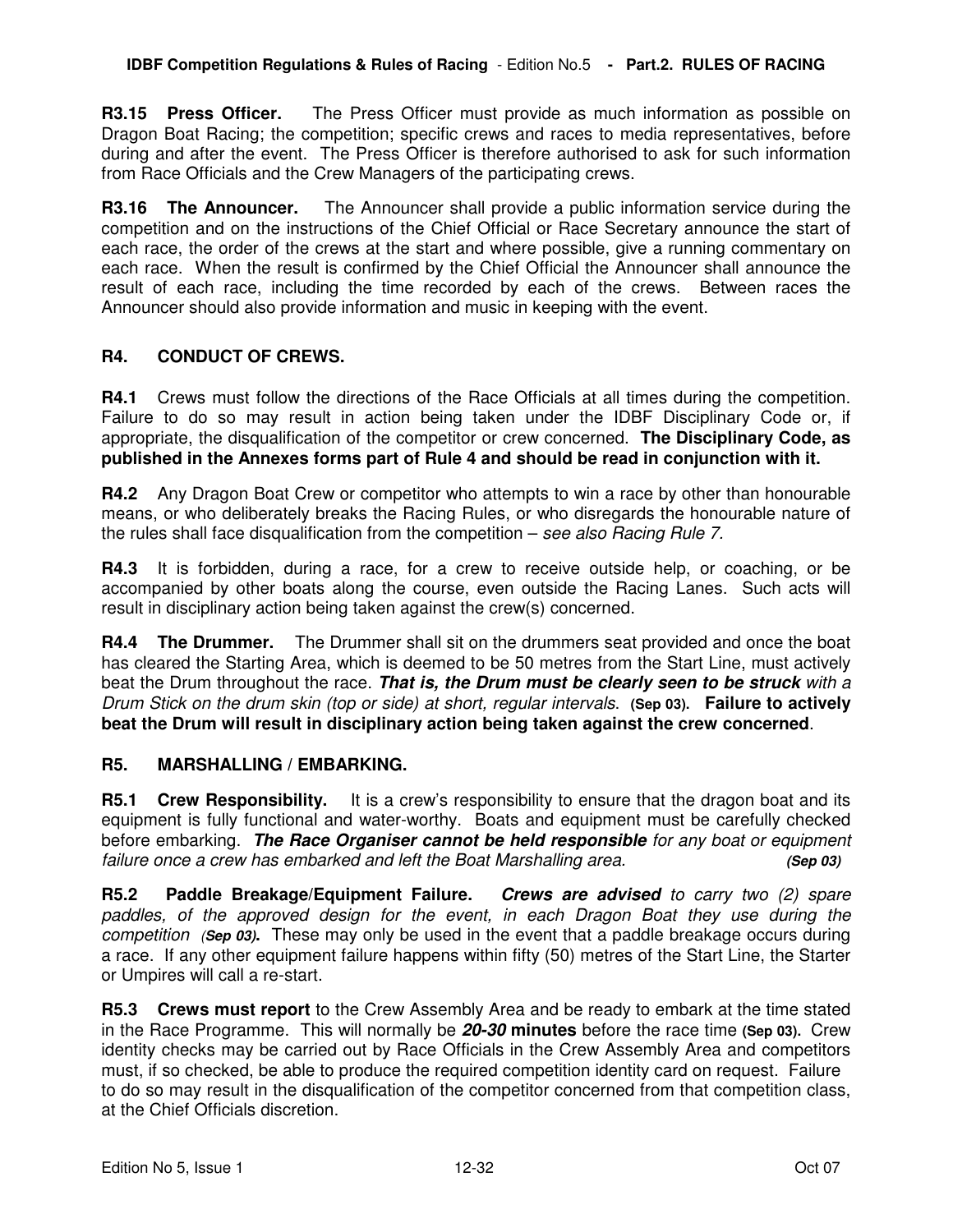**R3.15 Press Officer.** The Press Officer must provide as much information as possible on Dragon Boat Racing; the competition; specific crews and races to media representatives, before during and after the event. The Press Officer is therefore authorised to ask for such information from Race Officials and the Crew Managers of the participating crews.

**R3.16 The Announcer.** The Announcer shall provide a public information service during the competition and on the instructions of the Chief Official or Race Secretary announce the start of each race, the order of the crews at the start and where possible, give a running commentary on each race. When the result is confirmed by the Chief Official the Announcer shall announce the result of each race, including the time recorded by each of the crews. Between races the Announcer should also provide information and music in keeping with the event.

## R4. CONDUCT OF CREWS.

**R4.1** Crews must follow the directions of the Race Officials at all times during the competition. Failure to do so may result in action being taken under the IDBF Disciplinary Code or, if appropriate, the disqualification of the competitor or crew concerned. **The Disciplinary Code, as published in the Annexes forms part of Rule 4 and should be read in conjunction with it.**

**R4.2** Any Dragon Boat Crew or competitor who attempts to win a race by other than honourable means, or who deliberately breaks the Racing Rules, or who disregards the honourable nature of the rules shall face disqualification from the competition – *see also Racing Rule 7.*

**R4.3** It is forbidden, during a race, for a crew to receive outside help, or coaching, or be accompanied by other boats along the course, even outside the Racing Lanes. Such acts will result in disciplinary action being taken against the crew(s) concerned.

**R4.4 The Drummer.** The Drummer shall sit on the drummers seat provided and once the boat has cleared the Starting Area, which is deemed to be 50 metres from the Start Line, must actively beat the Drum throughout the race. ***That is, the Drum must be clearly seen to be struck*** *with a Drum Stick on the drum skin (top or side) at short, regular intervals.* **(Sep 03). Failure to actively beat the Drum will result in disciplinary action being taken against the crew concerned**.

## R5. MARSHALLING / EMBARKING.

**R5.1 Crew Responsibility.** It is a crew's responsibility to ensure that the dragon boat and its equipment is fully functional and water-worthy. Boats and equipment must be carefully checked before embarking. ***The Race Organiser cannot be held responsible*** *for any boat or equipment failure once a crew has embarked and left the Boat Marshalling area.* ***(Sep 03)***

**R5.2 Paddle Breakage/Equipment Failure.** ***Crews are advised*** *to carry two (2) spare paddles, of the approved design for the event, in each Dragon Boat they use during the competition* *(**Sep 03**)*. These may only be used in the event that a paddle breakage occurs during a race. If any other equipment failure happens within fifty (50) metres of the Start Line, the Starter or Umpires will call a re-start.

**R5.3 Crews must report** to the Crew Assembly Area and be ready to embark at the time stated in the Race Programme. This will normally be ***20-30*** **minutes** before the race time **(Sep 03).** Crew identity checks may be carried out by Race Officials in the Crew Assembly Area and competitors must, if so checked, be able to produce the required competition identity card on request. Failure to do so may result in the disqualification of the competitor concerned from that competition class, at the Chief Officials discretion.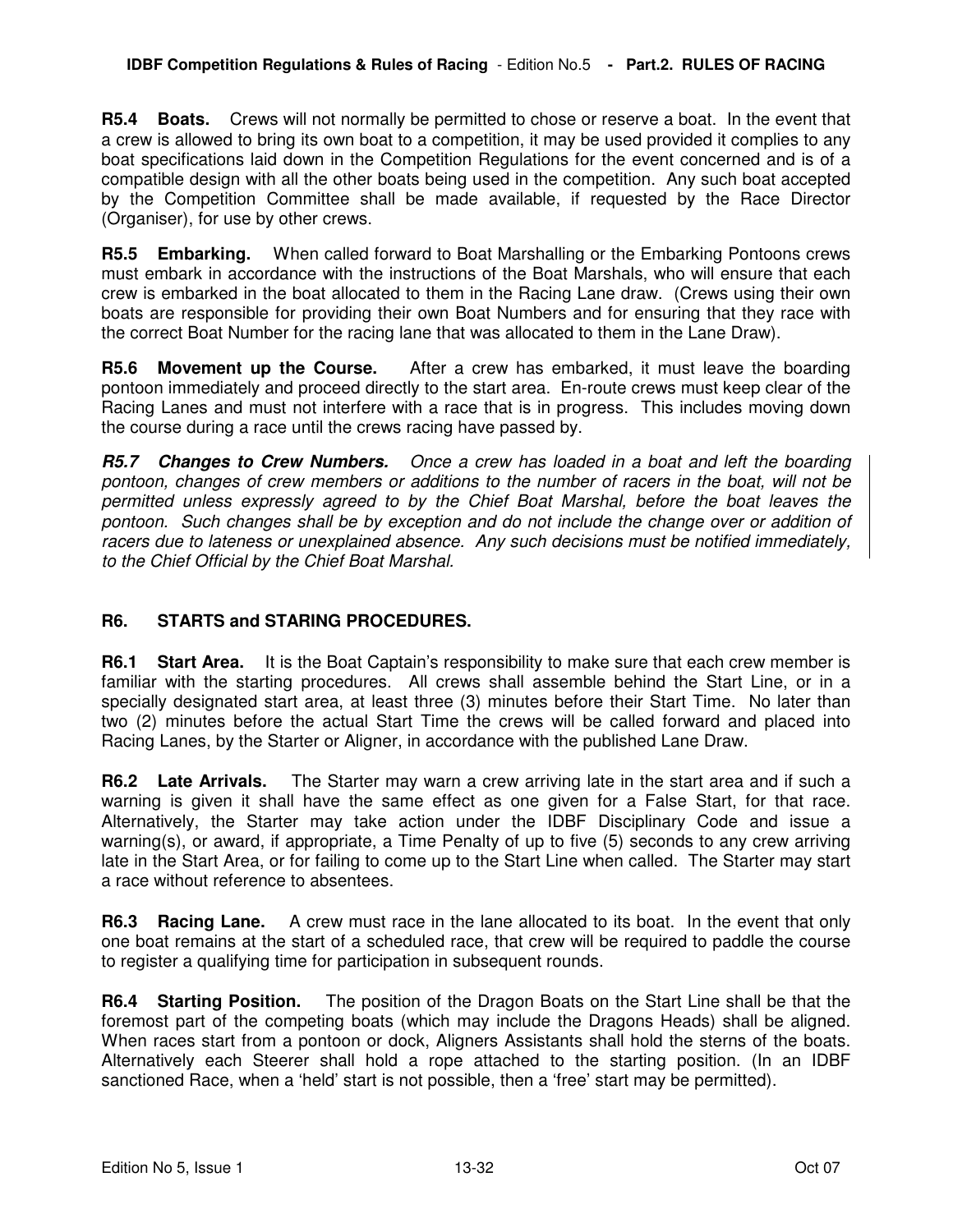**R5.4 Boats.** Crews will not normally be permitted to chose or reserve a boat. In the event that a crew is allowed to bring its own boat to a competition, it may be used provided it complies to any boat specifications laid down in the Competition Regulations for the event concerned and is of a compatible design with all the other boats being used in the competition. Any such boat accepted by the Competition Committee shall be made available, if requested by the Race Director (Organiser), for use by other crews.

**R5.5 Embarking.** When called forward to Boat Marshalling or the Embarking Pontoons crews must embark in accordance with the instructions of the Boat Marshals, who will ensure that each crew is embarked in the boat allocated to them in the Racing Lane draw. (Crews using their own boats are responsible for providing their own Boat Numbers and for ensuring that they race with the correct Boat Number for the racing lane that was allocated to them in the Lane Draw).

**R5.6 Movement up the Course.** After a crew has embarked, it must leave the boarding pontoon immediately and proceed directly to the start area. En-route crews must keep clear of the Racing Lanes and must not interfere with a race that is in progress. This includes moving down the course during a race until the crews racing have passed by.

***R5.7 Changes to Crew Numbers.*** *Once a crew has loaded in a boat and left the boarding pontoon, changes of crew members or additions to the number of racers in the boat, will not be permitted unless expressly agreed to by the Chief Boat Marshal, before the boat leaves the pontoon. Such changes shall be by exception and do not include the change over or addition of racers due to lateness or unexplained absence. Any such decisions must be notified immediately, to the Chief Official by the Chief Boat Marshal.*

## R6. STARTS and STARING PROCEDURES.

**R6.1 Start Area.** It is the Boat Captain's responsibility to make sure that each crew member is familiar with the starting procedures. All crews shall assemble behind the Start Line, or in a specially designated start area, at least three (3) minutes before their Start Time. No later than two (2) minutes before the actual Start Time the crews will be called forward and placed into Racing Lanes, by the Starter or Aligner, in accordance with the published Lane Draw.

**R6.2 Late Arrivals.** The Starter may warn a crew arriving late in the start area and if such a warning is given it shall have the same effect as one given for a False Start, for that race. Alternatively, the Starter may take action under the IDBF Disciplinary Code and issue a warning(s), or award, if appropriate, a Time Penalty of up to five (5) seconds to any crew arriving late in the Start Area, or for failing to come up to the Start Line when called. The Starter may start a race without reference to absentees.

**R6.3 Racing Lane.** A crew must race in the lane allocated to its boat. In the event that only one boat remains at the start of a scheduled race, that crew will be required to paddle the course to register a qualifying time for participation in subsequent rounds.

**R6.4 Starting Position.** The position of the Dragon Boats on the Start Line shall be that the foremost part of the competing boats (which may include the Dragons Heads) shall be aligned. When races start from a pontoon or dock, Aligners Assistants shall hold the sterns of the boats. Alternatively each Steerer shall hold a rope attached to the starting position. (In an IDBF sanctioned Race, when a 'held' start is not possible, then a 'free' start may be permitted).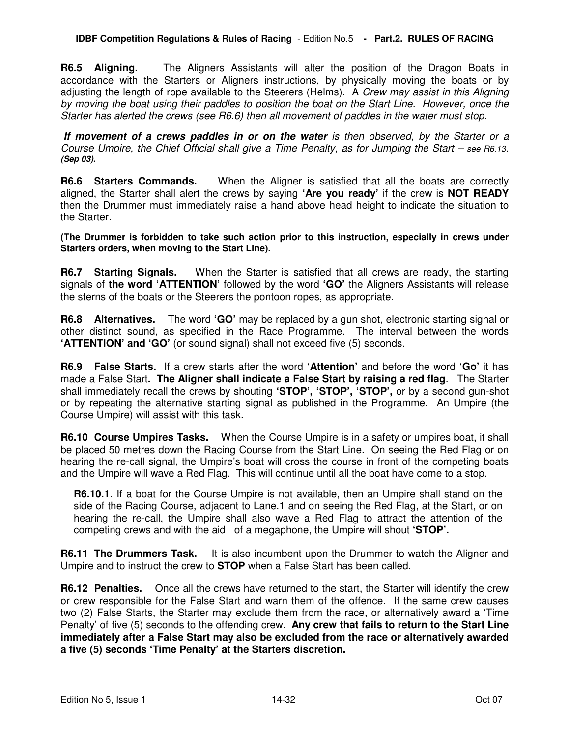**R6.5 Aligning.** The Aligners Assistants will alter the position of the Dragon Boats in accordance with the Starters or Aligners instructions, by physically moving the boats or by adjusting the length of rope available to the Steerers (Helms). A *Crew may assist in this Aligning by moving the boat using their paddles to position the boat on the Start Line. However, once the Starter has alerted the crews (see R6.6) then all movement of paddles in the water must stop.*

***If movement of a crews paddles in or on the water*** *is then observed, by the Starter or a Course Umpire, the Chief Official shall give a Time Penalty, as for Jumping the Start – see R6.13.* ***(Sep 03).***

**R6.6 Starters Commands.** When the Aligner is satisfied that all the boats are correctly aligned, the Starter shall alert the crews by saying **'Are you ready'** if the crew is **NOT READY** then the Drummer must immediately raise a hand above head height to indicate the situation to the Starter.

**(The Drummer is forbidden to take such action prior to this instruction, especially in crews under Starters orders, when moving to the Start Line).**

**R6.7 Starting Signals.** When the Starter is satisfied that all crews are ready, the starting signals of **the word 'ATTENTION'** followed by the word **'GO'** the Aligners Assistants will release the sterns of the boats or the Steerers the pontoon ropes, as appropriate.

**R6.8 Alternatives.** The word **'GO'** may be replaced by a gun shot, electronic starting signal or other distinct sound, as specified in the Race Programme. The interval between the words **'ATTENTION' and 'GO'** (or sound signal) shall not exceed five (5) seconds.

**R6.9 False Starts.** If a crew starts after the word **'Attention'** and before the word **'Go'** it has made a False Start**. The Aligner shall indicate a False Start by raising a red flag**. The Starter shall immediately recall the crews by shouting **'STOP', 'STOP', 'STOP',** or by a second gun-shot or by repeating the alternative starting signal as published in the Programme. An Umpire (the Course Umpire) will assist with this task.

**R6.10 Course Umpires Tasks.** When the Course Umpire is in a safety or umpires boat, it shall be placed 50 metres down the Racing Course from the Start Line. On seeing the Red Flag or on hearing the re-call signal, the Umpire's boat will cross the course in front of the competing boats and the Umpire will wave a Red Flag. This will continue until all the boat have come to a stop.

**R6.10.1**. If a boat for the Course Umpire is not available, then an Umpire shall stand on the side of the Racing Course, adjacent to Lane.1 and on seeing the Red Flag, at the Start, or on hearing the re-call, the Umpire shall also wave a Red Flag to attract the attention of the competing crews and with the aid of a megaphone, the Umpire will shout **'STOP'.**

**R6.11 The Drummers Task.** It is also incumbent upon the Drummer to watch the Aligner and Umpire and to instruct the crew to **STOP** when a False Start has been called.

**R6.12 Penalties.** Once all the crews have returned to the start, the Starter will identify the crew or crew responsible for the False Start and warn them of the offence. If the same crew causes two (2) False Starts, the Starter may exclude them from the race, or alternatively award a 'Time Penalty' of five (5) seconds to the offending crew. **Any crew that fails to return to the Start Line immediately after a False Start may also be excluded from the race or alternatively awarded a five (5) seconds 'Time Penalty' at the Starters discretion.**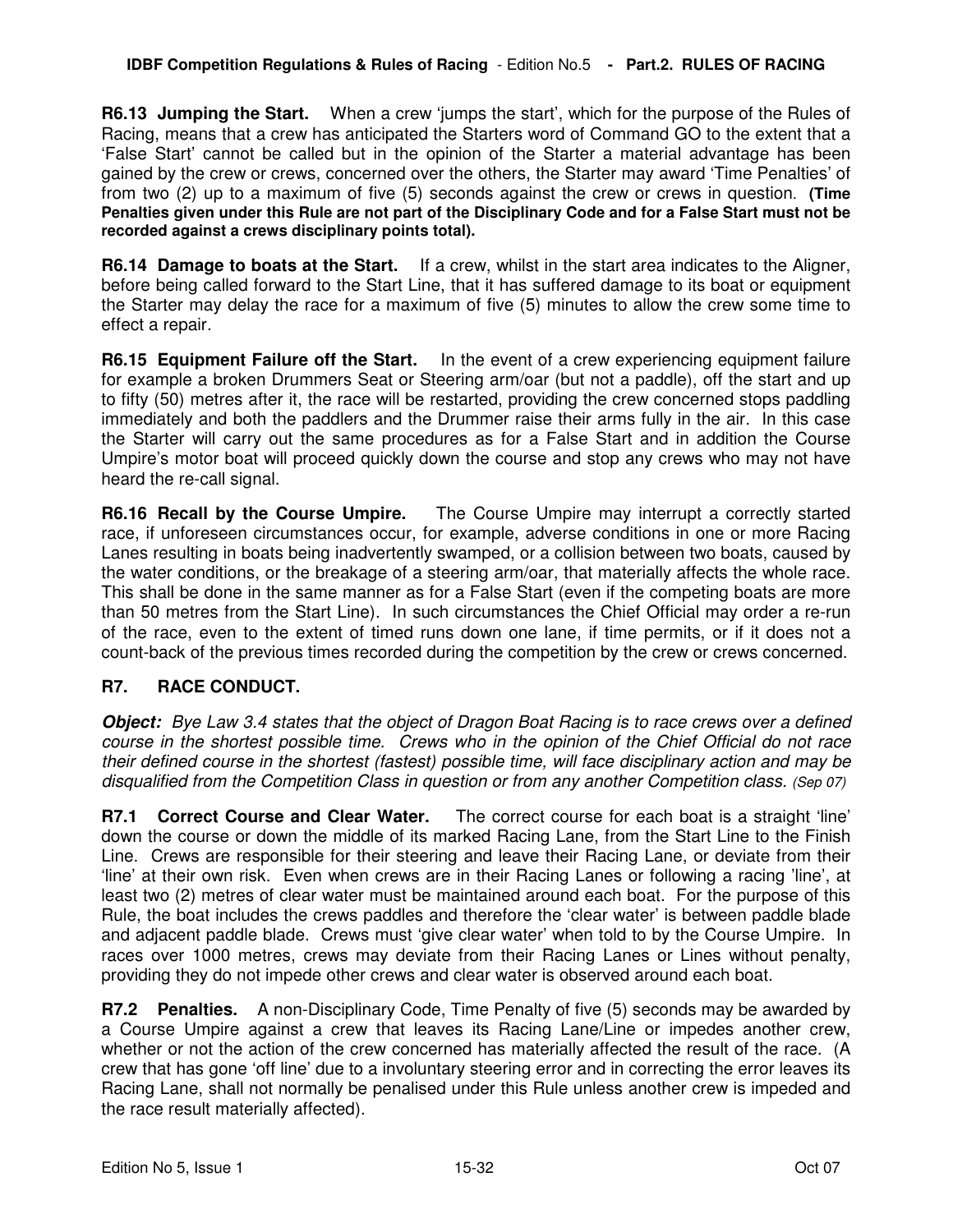**R6.13 Jumping the Start.** When a crew 'jumps the start', which for the purpose of the Rules of Racing, means that a crew has anticipated the Starters word of Command GO to the extent that a 'False Start' cannot be called but in the opinion of the Starter a material advantage has been gained by the crew or crews, concerned over the others, the Starter may award 'Time Penalties' of from two (2) up to a maximum of five (5) seconds against the crew or crews in question. **(Time Penalties given under this Rule are not part of the Disciplinary Code and for a False Start must not be recorded against a crews disciplinary points total).**

**R6.14 Damage to boats at the Start.** If a crew, whilst in the start area indicates to the Aligner, before being called forward to the Start Line, that it has suffered damage to its boat or equipment the Starter may delay the race for a maximum of five (5) minutes to allow the crew some time to effect a repair.

**R6.15 Equipment Failure off the Start.** In the event of a crew experiencing equipment failure for example a broken Drummers Seat or Steering arm/oar (but not a paddle), off the start and up to fifty (50) metres after it, the race will be restarted, providing the crew concerned stops paddling immediately and both the paddlers and the Drummer raise their arms fully in the air. In this case the Starter will carry out the same procedures as for a False Start and in addition the Course Umpire's motor boat will proceed quickly down the course and stop any crews who may not have heard the re-call signal.

**R6.16 Recall by the Course Umpire.** The Course Umpire may interrupt a correctly started race, if unforeseen circumstances occur, for example, adverse conditions in one or more Racing Lanes resulting in boats being inadvertently swamped, or a collision between two boats, caused by the water conditions, or the breakage of a steering arm/oar, that materially affects the whole race. This shall be done in the same manner as for a False Start (even if the competing boats are more than 50 metres from the Start Line). In such circumstances the Chief Official may order a re-run of the race, even to the extent of timed runs down one lane, if time permits, or if it does not a count-back of the previous times recorded during the competition by the crew or crews concerned.

## R7. RACE CONDUCT.

***Object:*** *Bye Law 3.4 states that the object of Dragon Boat Racing is to race crews over a defined course in the shortest possible time. Crews who in the opinion of the Chief Official do not race their defined course in the shortest (fastest) possible time, will face disciplinary action and may be disqualified from the Competition Class in question or from any another Competition class. (Sep 07)*

**R7.1 Correct Course and Clear Water.** The correct course for each boat is a straight 'line' down the course or down the middle of its marked Racing Lane, from the Start Line to the Finish Line. Crews are responsible for their steering and leave their Racing Lane, or deviate from their 'line' at their own risk. Even when crews are in their Racing Lanes or following a racing 'line', at least two (2) metres of clear water must be maintained around each boat. For the purpose of this Rule, the boat includes the crews paddles and therefore the 'clear water' is between paddle blade and adjacent paddle blade. Crews must 'give clear water' when told to by the Course Umpire. In races over 1000 metres, crews may deviate from their Racing Lanes or Lines without penalty, providing they do not impede other crews and clear water is observed around each boat.

**R7.2 Penalties.** A non-Disciplinary Code, Time Penalty of five (5) seconds may be awarded by a Course Umpire against a crew that leaves its Racing Lane/Line or impedes another crew, whether or not the action of the crew concerned has materially affected the result of the race. (A crew that has gone 'off line' due to a involuntary steering error and in correcting the error leaves its Racing Lane, shall not normally be penalised under this Rule unless another crew is impeded and the race result materially affected).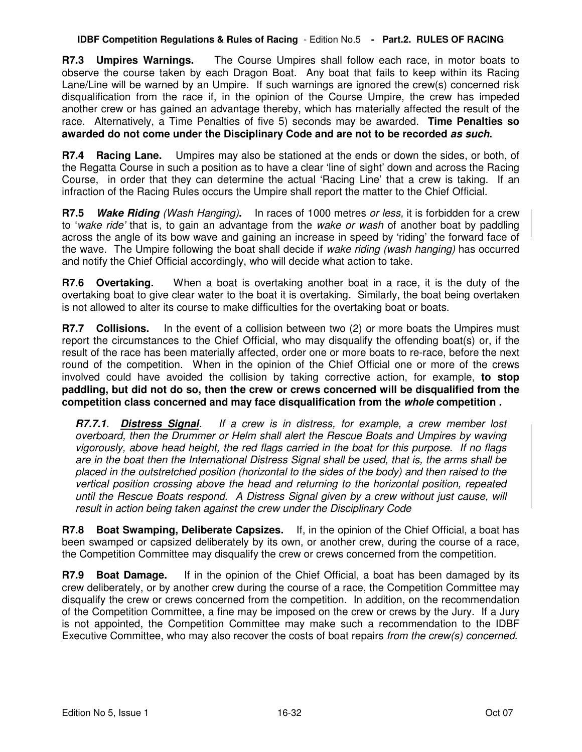**R7.3 Umpires Warnings.** The Course Umpires shall follow each race, in motor boats to observe the course taken by each Dragon Boat. Any boat that fails to keep within its Racing Lane/Line will be warned by an Umpire. If such warnings are ignored the crew(s) concerned risk disqualification from the race if, in the opinion of the Course Umpire, the crew has impeded another crew or has gained an advantage thereby, which has materially affected the result of the race. Alternatively, a Time Penalties of five 5) seconds may be awarded. **Time Penalties so awarded do not come under the Disciplinary Code and are not to be recorded *as such*.**

**R7.4 Racing Lane.** Umpires may also be stationed at the ends or down the sides, or both, of the Regatta Course in such a position as to have a clear 'line of sight' down and across the Racing Course, in order that they can determine the actual 'Racing Line' that a crew is taking. If an infraction of the Racing Rules occurs the Umpire shall report the matter to the Chief Official.

**R7.5 *Wake Riding*** *(Wash Hanging)***.** In races of 1000 metres *or less,* it is forbidden for a crew to '*wake ride'* that is, to gain an advantage from the *wake or wash* of another boat by paddling across the angle of its bow wave and gaining an increase in speed by 'riding' the forward face of the wave. The Umpire following the boat shall decide if *wake riding (wash hanging)* has occurred and notify the Chief Official accordingly, who will decide what action to take.

**R7.6 Overtaking.** When a boat is overtaking another boat in a race, it is the duty of the overtaking boat to give clear water to the boat it is overtaking. Similarly, the boat being overtaken is not allowed to alter its course to make difficulties for the overtaking boat or boats.

**R7.7 Collisions.** In the event of a collision between two (2) or more boats the Umpires must report the circumstances to the Chief Official, who may disqualify the offending boat(s) or, if the result of the race has been materially affected, order one or more boats to re-race, before the next round of the competition. When in the opinion of the Chief Official one or more of the crews involved could have avoided the collision by taking corrective action, for example, **to stop paddling, but did not do so, then the crew or crews concerned will be disqualified from the competition class concerned and may face disqualification from the *whole* competition .**

> ***R7.7.1**. **Distress Signal**. If a crew is in distress, for example, a crew member lost overboard, then the Drummer or Helm shall alert the Rescue Boats and Umpires by waving vigorously, above head height, the red flags carried in the boat for this purpose. If no flags are in the boat then the International Distress Signal shall be used, that is, the arms shall be placed in the outstretched position (horizontal to the sides of the body) and then raised to the vertical position crossing above the head and returning to the horizontal position, repeated until the Rescue Boats respond. A Distress Signal given by a crew without just cause, will result in action being taken against the crew under the Disciplinary Code*

**R7.8 Boat Swamping, Deliberate Capsizes.** If, in the opinion of the Chief Official, a boat has been swamped or capsized deliberately by its own, or another crew, during the course of a race, the Competition Committee may disqualify the crew or crews concerned from the competition.

**R7.9 Boat Damage.** If in the opinion of the Chief Official, a boat has been damaged by its crew deliberately, or by another crew during the course of a race, the Competition Committee may disqualify the crew or crews concerned from the competition. In addition, on the recommendation of the Competition Committee, a fine may be imposed on the crew or crews by the Jury. If a Jury is not appointed, the Competition Committee may make such a recommendation to the IDBF Executive Committee, who may also recover the costs of boat repairs *from the crew(s) concerned*.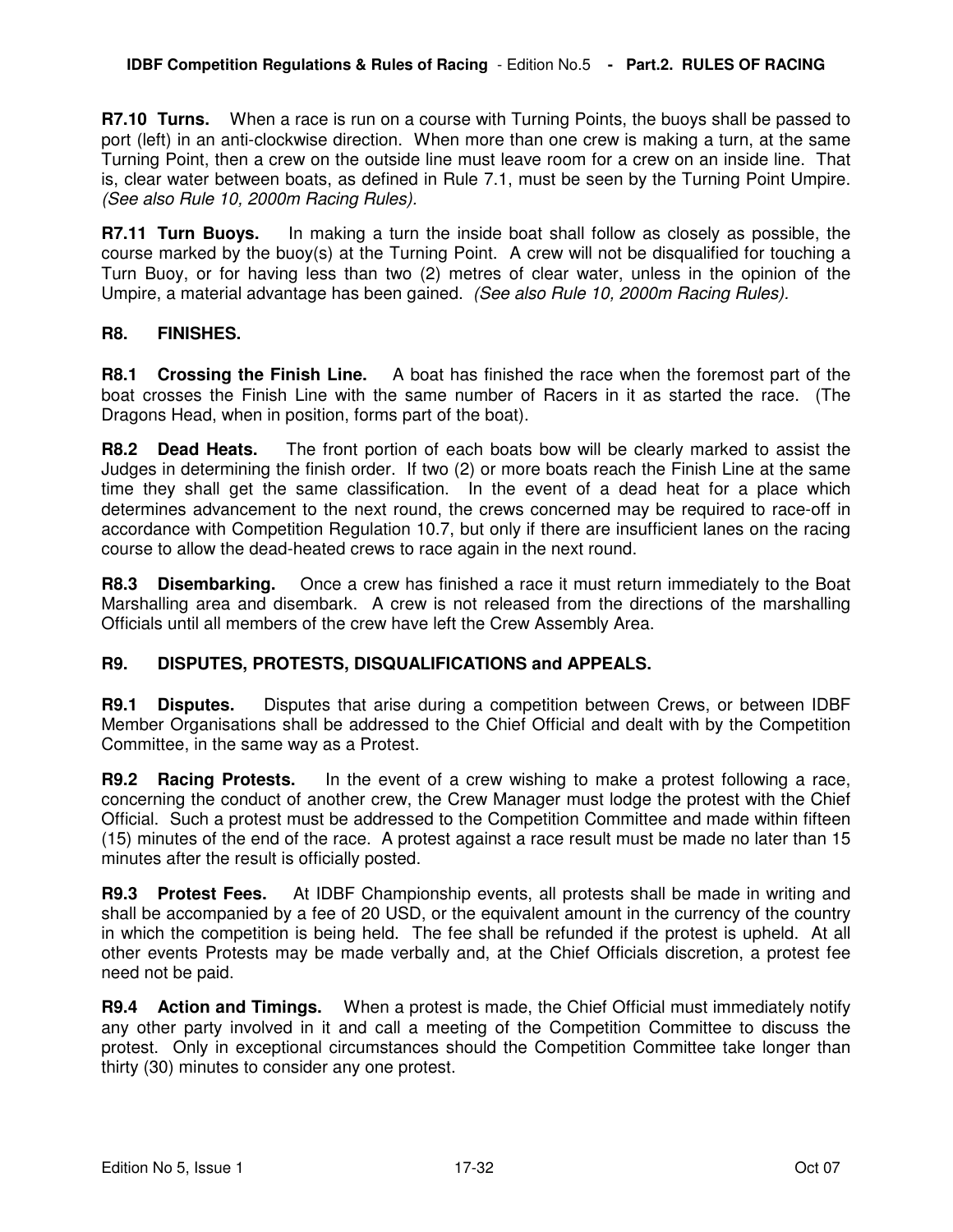**R7.10 Turns.** When a race is run on a course with Turning Points, the buoys shall be passed to port (left) in an anti-clockwise direction. When more than one crew is making a turn, at the same Turning Point, then a crew on the outside line must leave room for a crew on an inside line. That is, clear water between boats, as defined in Rule 7.1, must be seen by the Turning Point Umpire. *(See also Rule 10, 2000m Racing Rules).*

**R7.11 Turn Buoys.** In making a turn the inside boat shall follow as closely as possible, the course marked by the buoy(s) at the Turning Point. A crew will not be disqualified for touching a Turn Buoy, or for having less than two (2) metres of clear water, unless in the opinion of the Umpire, a material advantage has been gained. *(See also Rule 10, 2000m Racing Rules).*

## R8. FINISHES.

**R8.1 Crossing the Finish Line.** A boat has finished the race when the foremost part of the boat crosses the Finish Line with the same number of Racers in it as started the race. (The Dragons Head, when in position, forms part of the boat).

**R8.2 Dead Heats.** The front portion of each boats bow will be clearly marked to assist the Judges in determining the finish order. If two (2) or more boats reach the Finish Line at the same time they shall get the same classification. In the event of a dead heat for a place which determines advancement to the next round, the crews concerned may be required to race-off in accordance with Competition Regulation 10.7, but only if there are insufficient lanes on the racing course to allow the dead-heated crews to race again in the next round.

**R8.3 Disembarking.** Once a crew has finished a race it must return immediately to the Boat Marshalling area and disembark. A crew is not released from the directions of the marshalling Officials until all members of the crew have left the Crew Assembly Area.

## R9. DISPUTES, PROTESTS, DISQUALIFICATIONS and APPEALS.

**R9.1 Disputes.** Disputes that arise during a competition between Crews, or between IDBF Member Organisations shall be addressed to the Chief Official and dealt with by the Competition Committee, in the same way as a Protest.

**R9.2 Racing Protests.** In the event of a crew wishing to make a protest following a race, concerning the conduct of another crew, the Crew Manager must lodge the protest with the Chief Official. Such a protest must be addressed to the Competition Committee and made within fifteen (15) minutes of the end of the race. A protest against a race result must be made no later than 15 minutes after the result is officially posted.

**R9.3 Protest Fees.** At IDBF Championship events, all protests shall be made in writing and shall be accompanied by a fee of 20 USD, or the equivalent amount in the currency of the country in which the competition is being held. The fee shall be refunded if the protest is upheld. At all other events Protests may be made verbally and, at the Chief Officials discretion, a protest fee need not be paid.

**R9.4 Action and Timings.** When a protest is made, the Chief Official must immediately notify any other party involved in it and call a meeting of the Competition Committee to discuss the protest. Only in exceptional circumstances should the Competition Committee take longer than thirty (30) minutes to consider any one protest.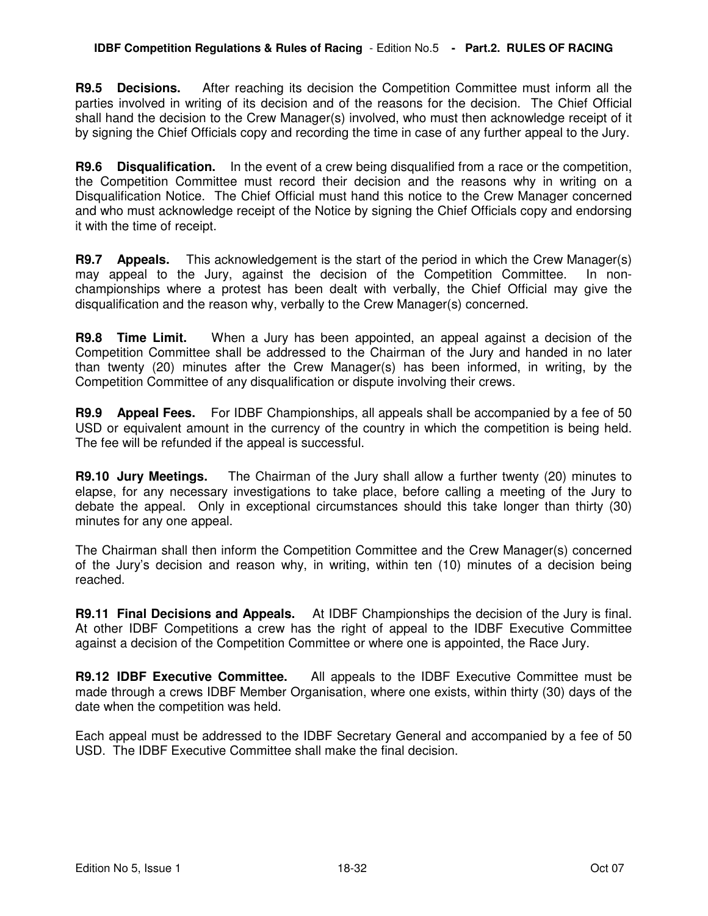**R9.5 Decisions.** After reaching its decision the Competition Committee must inform all the parties involved in writing of its decision and of the reasons for the decision. The Chief Official shall hand the decision to the Crew Manager(s) involved, who must then acknowledge receipt of it by signing the Chief Officials copy and recording the time in case of any further appeal to the Jury.

**R9.6 Disqualification.** In the event of a crew being disqualified from a race or the competition, the Competition Committee must record their decision and the reasons why in writing on a Disqualification Notice. The Chief Official must hand this notice to the Crew Manager concerned and who must acknowledge receipt of the Notice by signing the Chief Officials copy and endorsing it with the time of receipt.

**R9.7 Appeals.** This acknowledgement is the start of the period in which the Crew Manager(s) may appeal to the Jury, against the decision of the Competition Committee. In non-championships where a protest has been dealt with verbally, the Chief Official may give the disqualification and the reason why, verbally to the Crew Manager(s) concerned.

**R9.8 Time Limit.** When a Jury has been appointed, an appeal against a decision of the Competition Committee shall be addressed to the Chairman of the Jury and handed in no later than twenty (20) minutes after the Crew Manager(s) has been informed, in writing, by the Competition Committee of any disqualification or dispute involving their crews.

**R9.9 Appeal Fees.** For IDBF Championships, all appeals shall be accompanied by a fee of 50 USD or equivalent amount in the currency of the country in which the competition is being held. The fee will be refunded if the appeal is successful.

**R9.10 Jury Meetings.** The Chairman of the Jury shall allow a further twenty (20) minutes to elapse, for any necessary investigations to take place, before calling a meeting of the Jury to debate the appeal. Only in exceptional circumstances should this take longer than thirty (30) minutes for any one appeal.

The Chairman shall then inform the Competition Committee and the Crew Manager(s) concerned of the Jury's decision and reason why, in writing, within ten (10) minutes of a decision being reached.

**R9.11 Final Decisions and Appeals.** At IDBF Championships the decision of the Jury is final. At other IDBF Competitions a crew has the right of appeal to the IDBF Executive Committee against a decision of the Competition Committee or where one is appointed, the Race Jury.

**R9.12 IDBF Executive Committee.** All appeals to the IDBF Executive Committee must be made through a crews IDBF Member Organisation, where one exists, within thirty (30) days of the date when the competition was held.

Each appeal must be addressed to the IDBF Secretary General and accompanied by a fee of 50 USD. The IDBF Executive Committee shall make the final decision.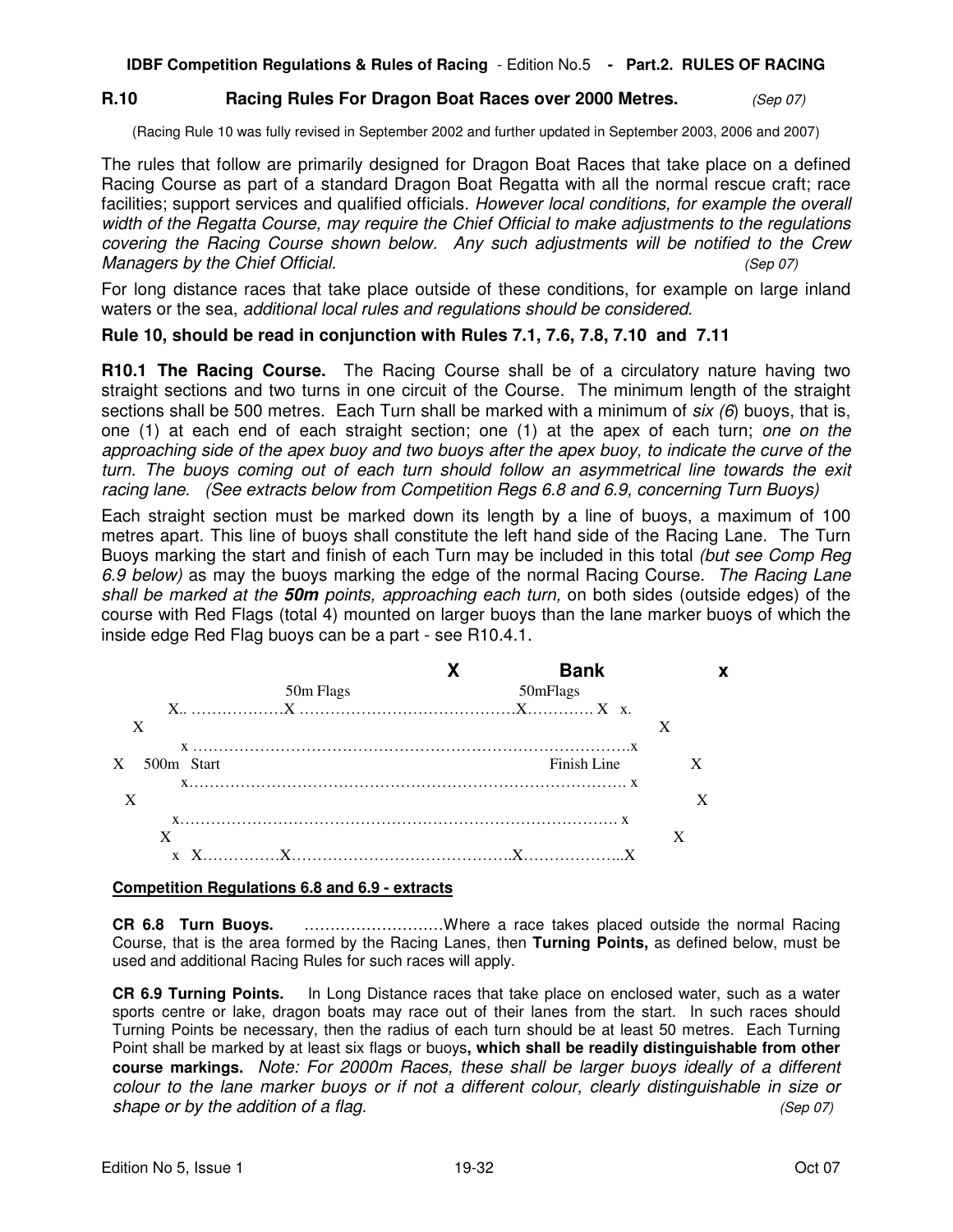## R.10 Racing Rules For Dragon Boat Races over 2000 Metres. *(Sep 07)*

(Racing Rule 10 was fully revised in September 2002 and further updated in September 2003, 2006 and 2007)

The rules that follow are primarily designed for Dragon Boat Races that take place on a defined Racing Course as part of a standard Dragon Boat Regatta with all the normal rescue craft; race facilities; support services and qualified officials. *However local conditions, for example the overall width of the Regatta Course, may require the Chief Official to make adjustments to the regulations covering the Racing Course shown below. Any such adjustments will be notified to the Crew Managers by the Chief Official.* *(Sep 07)*

For long distance races that take place outside of these conditions, for example on large inland waters or the sea, *additional local rules and regulations should be considered*.

**Rule 10, should be read in conjunction with Rules 7.1, 7.6, 7.8, 7.10 and 7.11**

**R10.1 The Racing Course.** The Racing Course shall be of a circulatory nature having two straight sections and two turns in one circuit of the Course. The minimum length of the straight sections shall be 500 metres. Each Turn shall be marked with a minimum of *six (6*) buoys, that is, one (1) at each end of each straight section; one (1) at the apex of each turn; *one on the approaching side of the apex buoy and two buoys after the apex buoy, to indicate the curve of the turn. The buoys coming out of each turn should follow an asymmetrical line towards the exit racing lane. (See extracts below from Competition Regs 6.8 and 6.9, concerning Turn Buoys)*

Each straight section must be marked down its length by a line of buoys, a maximum of 100 metres apart. This line of buoys shall constitute the left hand side of the Racing Lane. The Turn Buoys marking the start and finish of each Turn may be included in this total *(but see Comp Reg 6.9 below)* as may the buoys marking the edge of the normal Racing Course. *The Racing Lane shall be marked at the **50m** points, approaching each turn,* on both sides (outside edges) of the course with Red Flags (total 4) mounted on larger buoys than the lane marker buoys of which the inside edge Red Flag buoys can be a part - see R10.4.1.

```
                                        X          Bank              x
                     50m Flags                  50mFlags
        X.. ……………….X ………………………………….X…………. X  x.
    X                                                              X
         x ……………………………………………………………………….x
X    500m  Start                                   Finish Line           X
         x………………………………………………………………………. x
   X                                                                     X
        x………………………………………………………………………. x
      X                                                              X
        x  X……………X…………………………………….X………………..X
```

**Competition Regulations 6.8 and 6.9 - extracts**

**CR 6.8 Turn Buoys.** ………………………Where a race takes placed outside the normal Racing Course, that is the area formed by the Racing Lanes, then **Turning Points,** as defined below, must be used and additional Racing Rules for such races will apply.

**CR 6.9 Turning Points.** In Long Distance races that take place on enclosed water, such as a water sports centre or lake, dragon boats may race out of their lanes from the start. In such races should Turning Points be necessary, then the radius of each turn should be at least 50 metres. Each Turning Point shall be marked by at least six flags or buoys**, which shall be readily distinguishable from other course markings.** *Note: For 2000m Races, these shall be larger buoys ideally of a different colour to the lane marker buoys or if not a different colour, clearly distinguishable in size or shape or by the addition of a flag.* *(Sep 07)*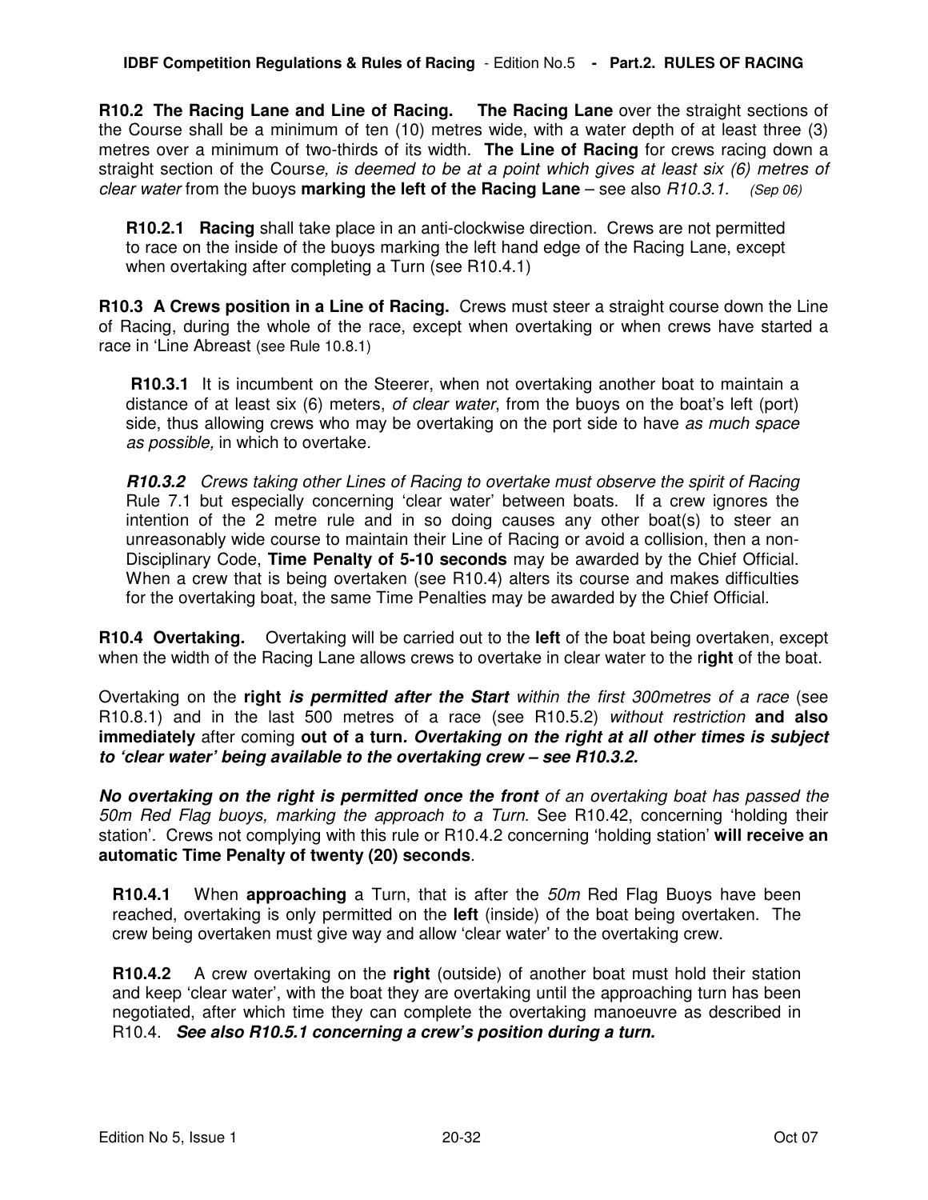**R10.2 The Racing Lane and Line of Racing.** **The Racing Lane** over the straight sections of the Course shall be a minimum of ten (10) metres wide, with a water depth of at least three (3) metres over a minimum of two-thirds of its width. **The Line of Racing** for crews racing down a straight section of the Cours*e, is deemed to be at a point which gives at least six (6) metres of clear water* from the buoys **marking the left of the Racing Lane** – see also *R10.3.1. (Sep 06)*

> **R10.2.1 Racing** shall take place in an anti-clockwise direction. Crews are not permitted to race on the inside of the buoys marking the left hand edge of the Racing Lane, except when overtaking after completing a Turn (see R10.4.1)

**R10.3 A Crews position in a Line of Racing.** Crews must steer a straight course down the Line of Racing, during the whole of the race, except when overtaking or when crews have started a race in 'Line Abreast (see Rule 10.8.1)

> **R10.3.1** It is incumbent on the Steerer, when not overtaking another boat to maintain a distance of at least six (6) meters, *of clear water*, from the buoys on the boat's left (port) side, thus allowing crews who may be overtaking on the port side to have *as much space as possible,* in which to overtake.

> ***R10.3.2*** *Crews taking other Lines of Racing to overtake must observe the spirit of Racing* Rule 7.1 but especially concerning 'clear water' between boats. If a crew ignores the intention of the 2 metre rule and in so doing causes any other boat(s) to steer an unreasonably wide course to maintain their Line of Racing or avoid a collision, then a non-Disciplinary Code, **Time Penalty of 5-10 seconds** may be awarded by the Chief Official. When a crew that is being overtaken (see R10.4) alters its course and makes difficulties for the overtaking boat, the same Time Penalties may be awarded by the Chief Official.

**R10.4 Overtaking.** Overtaking will be carried out to the **left** of the boat being overtaken, except when the width of the Racing Lane allows crews to overtake in clear water to the **right** of the boat.

Overtaking on the **right** ***is permitted after the Start*** *within the first 300metres of a race* (see R10.8.1) and in the last 500 metres of a race (see R10.5.2) *without restriction* **and also immediately** after coming **out of a turn*. Overtaking on the right at all other times is subject to 'clear water' being available to the overtaking crew – see R10.3.2.***

***No overtaking on the right is permitted once the front*** *of an overtaking boat has passed the 50m Red Flag buoys, marking the approach to a Turn.* See R10.42, concerning 'holding their station'. Crews not complying with this rule or R10.4.2 concerning 'holding station' **will receive an automatic Time Penalty of twenty (20) seconds**.

> **R10.4.1** When **approaching** a Turn, that is after the *50m* Red Flag Buoys have been reached, overtaking is only permitted on the **left** (inside) of the boat being overtaken. The crew being overtaken must give way and allow 'clear water' to the overtaking crew.

> **R10.4.2** A crew overtaking on the **right** (outside) of another boat must hold their station and keep 'clear water', with the boat they are overtaking until the approaching turn has been negotiated, after which time they can complete the overtaking manoeuvre as described in R10.4. ***See also R10.5.1 concerning a crew's position during a turn.***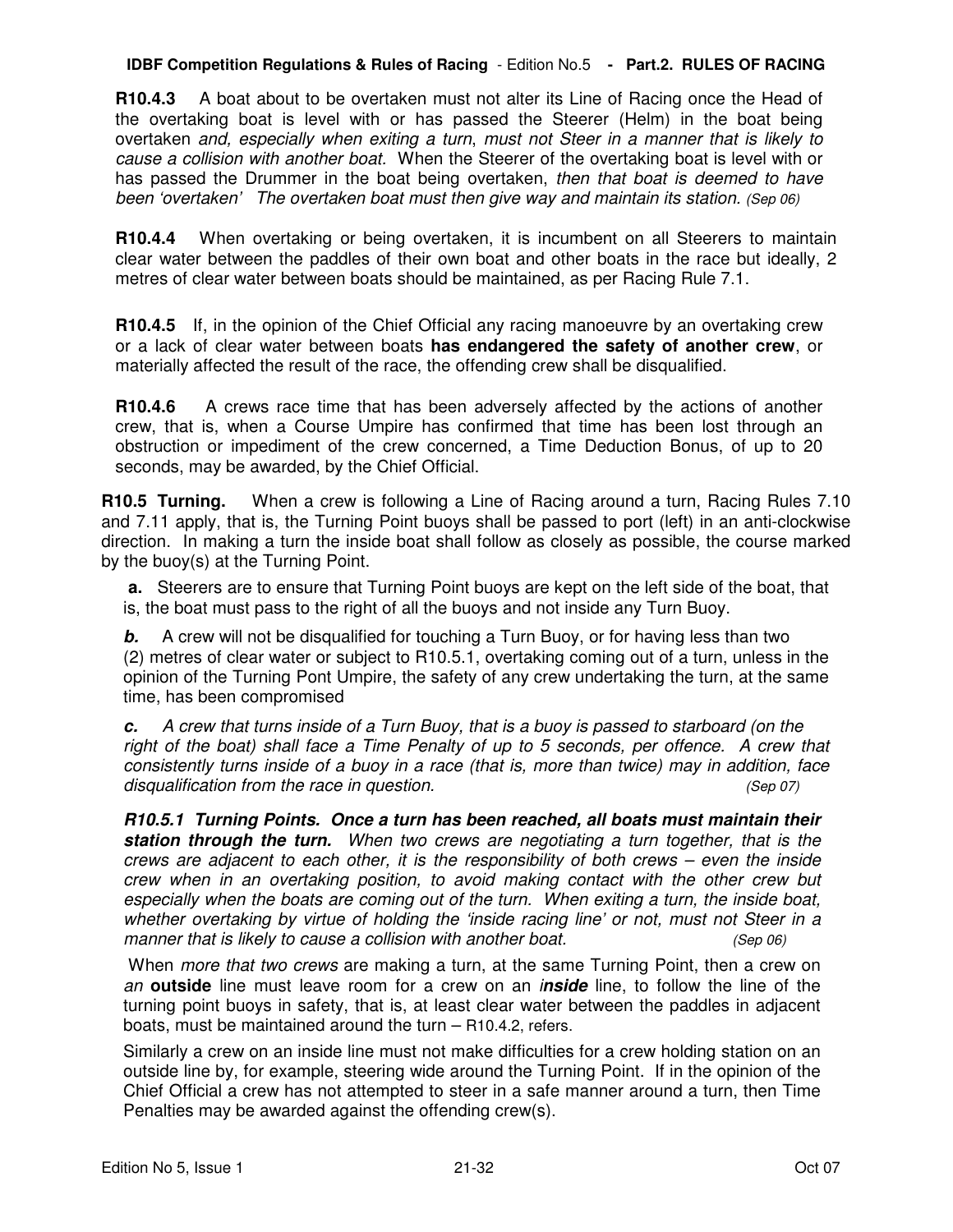**R10.4.3** A boat about to be overtaken must not alter its Line of Racing once the Head of the overtaking boat is level with or has passed the Steerer (Helm) in the boat being overtaken *and, especially when exiting a turn, must not Steer in a manner that is likely to cause a collision with another boat.* When the Steerer of the overtaking boat is level with or has passed the Drummer in the boat being overtaken, *then that boat is deemed to have been 'overtaken' The overtaken boat must then give way and maintain its station. (Sep 06)*

**R10.4.4** When overtaking or being overtaken, it is incumbent on all Steerers to maintain clear water between the paddles of their own boat and other boats in the race but ideally, 2 metres of clear water between boats should be maintained, as per Racing Rule 7.1.

**R10.4.5** If, in the opinion of the Chief Official any racing manoeuvre by an overtaking crew or a lack of clear water between boats **has endangered the safety of another crew**, or materially affected the result of the race, the offending crew shall be disqualified.

**R10.4.6** A crews race time that has been adversely affected by the actions of another crew, that is, when a Course Umpire has confirmed that time has been lost through an obstruction or impediment of the crew concerned, a Time Deduction Bonus, of up to 20 seconds, may be awarded, by the Chief Official.

**R10.5 Turning.** When a crew is following a Line of Racing around a turn, Racing Rules 7.10 and 7.11 apply, that is, the Turning Point buoys shall be passed to port (left) in an anti-clockwise direction. In making a turn the inside boat shall follow as closely as possible, the course marked by the buoy(s) at the Turning Point.

**a.** Steerers are to ensure that Turning Point buoys are kept on the left side of the boat, that is, the boat must pass to the right of all the buoys and not inside any Turn Buoy.

***b.*** A crew will not be disqualified for touching a Turn Buoy, or for having less than two (2) metres of clear water or subject to R10.5.1, overtaking coming out of a turn, unless in the opinion of the Turning Pont Umpire, the safety of any crew undertaking the turn, at the same time, has been compromised

***c.*** *A crew that turns inside of a Turn Buoy, that is a buoy is passed to starboard (on the right of the boat) shall face a Time Penalty of up to 5 seconds, per offence. A crew that consistently turns inside of a buoy in a race (that is, more than twice) may in addition, face disqualification from the race in question. (Sep 07)*

***R10.5.1 Turning Points. Once a turn has been reached, all boats must maintain their station through the turn.*** *When two crews are negotiating a turn together, that is the crews are adjacent to each other, it is the responsibility of both crews – even the inside crew when in an overtaking position, to avoid making contact with the other crew but especially when the boats are coming out of the turn. When exiting a turn, the inside boat, whether overtaking by virtue of holding the 'inside racing line' or not, must not Steer in a manner that is likely to cause a collision with another boat. (Sep 06)*

When *more that two crews* are making a turn, at the same Turning Point, then a crew on *an* **outside** line must leave room for a crew on an ***inside*** line, to follow the line of the turning point buoys in safety, that is, at least clear water between the paddles in adjacent boats, must be maintained around the turn – R10.4.2, refers.

Similarly a crew on an inside line must not make difficulties for a crew holding station on an outside line by, for example, steering wide around the Turning Point. If in the opinion of the Chief Official a crew has not attempted to steer in a safe manner around a turn, then Time Penalties may be awarded against the offending crew(s).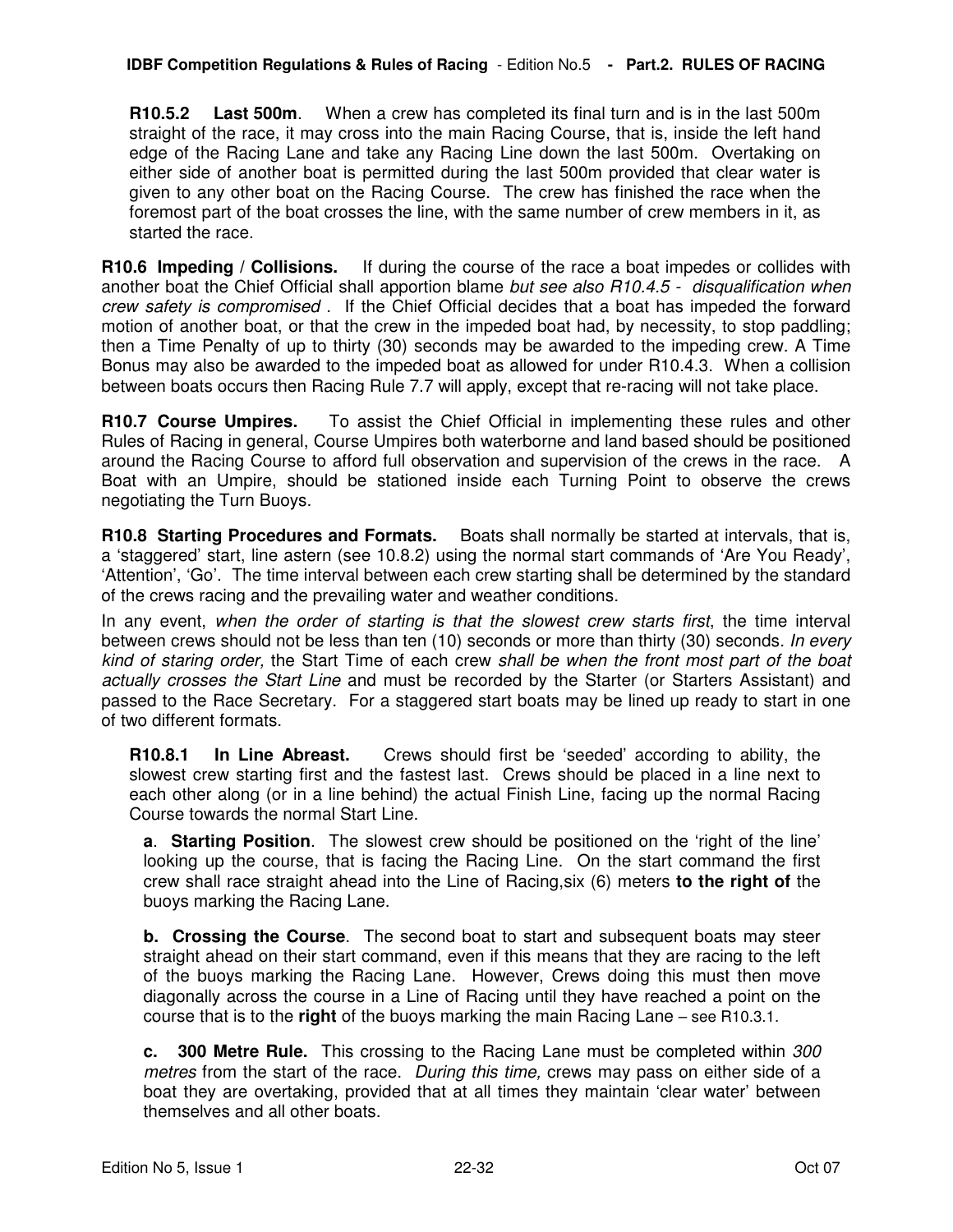**R10.5.2 Last 500m**. When a crew has completed its final turn and is in the last 500m straight of the race, it may cross into the main Racing Course, that is, inside the left hand edge of the Racing Lane and take any Racing Line down the last 500m. Overtaking on either side of another boat is permitted during the last 500m provided that clear water is given to any other boat on the Racing Course. The crew has finished the race when the foremost part of the boat crosses the line, with the same number of crew members in it, as started the race.

**R10.6 Impeding / Collisions.** If during the course of the race a boat impedes or collides with another boat the Chief Official shall apportion blame *but see also R10.4.5 - disqualification when crew safety is compromised* . If the Chief Official decides that a boat has impeded the forward motion of another boat, or that the crew in the impeded boat had, by necessity, to stop paddling; then a Time Penalty of up to thirty (30) seconds may be awarded to the impeding crew. A Time Bonus may also be awarded to the impeded boat as allowed for under R10.4.3. When a collision between boats occurs then Racing Rule 7.7 will apply, except that re-racing will not take place.

**R10.7 Course Umpires.** To assist the Chief Official in implementing these rules and other Rules of Racing in general, Course Umpires both waterborne and land based should be positioned around the Racing Course to afford full observation and supervision of the crews in the race. A Boat with an Umpire, should be stationed inside each Turning Point to observe the crews negotiating the Turn Buoys.

**R10.8 Starting Procedures and Formats.** Boats shall normally be started at intervals, that is, a 'staggered' start, line astern (see 10.8.2) using the normal start commands of 'Are You Ready', 'Attention', 'Go'. The time interval between each crew starting shall be determined by the standard of the crews racing and the prevailing water and weather conditions.

In any event, *when the order of starting is that the slowest crew starts first*, the time interval between crews should not be less than ten (10) seconds or more than thirty (30) seconds. *In every kind of staring order,* the Start Time of each crew *shall be when the front most part of the boat actually crosses the Start Line* and must be recorded by the Starter (or Starters Assistant) and passed to the Race Secretary. For a staggered start boats may be lined up ready to start in one of two different formats.

**R10.8.1 In Line Abreast.** Crews should first be 'seeded' according to ability, the slowest crew starting first and the fastest last. Crews should be placed in a line next to each other along (or in a line behind) the actual Finish Line, facing up the normal Racing Course towards the normal Start Line.

**a**. **Starting Position**. The slowest crew should be positioned on the 'right of the line' looking up the course, that is facing the Racing Line. On the start command the first crew shall race straight ahead into the Line of Racing,six (6) meters **to the right of** the buoys marking the Racing Lane.

**b. Crossing the Course**. The second boat to start and subsequent boats may steer straight ahead on their start command, even if this means that they are racing to the left of the buoys marking the Racing Lane. However, Crews doing this must then move diagonally across the course in a Line of Racing until they have reached a point on the course that is to the **right** of the buoys marking the main Racing Lane – see R10.3.1.

**c. 300 Metre Rule.** This crossing to the Racing Lane must be completed within *300 metres* from the start of the race. *During this time,* crews may pass on either side of a boat they are overtaking, provided that at all times they maintain 'clear water' between themselves and all other boats.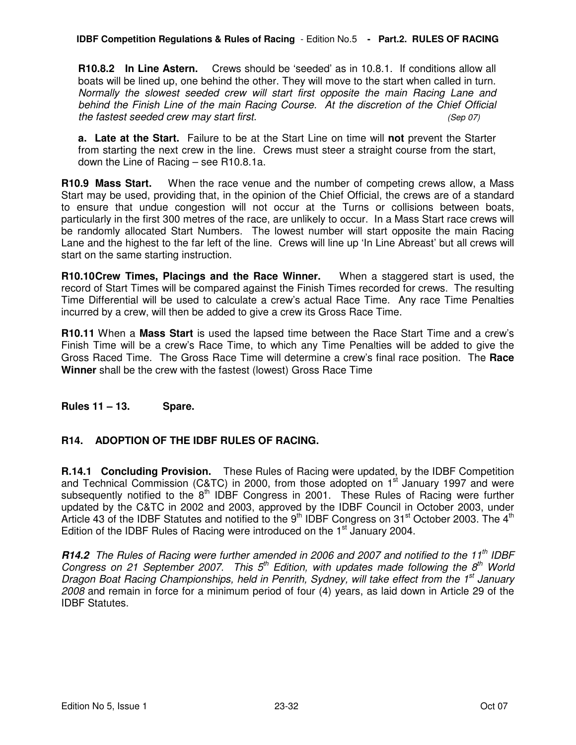**R10.8.2 In Line Astern.** Crews should be 'seeded' as in 10.8.1. If conditions allow all boats will be lined up, one behind the other. They will move to the start when called in turn. *Normally the slowest seeded crew will start first opposite the main Racing Lane and behind the Finish Line of the main Racing Course. At the discretion of the Chief Official the fastest seeded crew may start first.* *(Sep 07)*

**a. Late at the Start.** Failure to be at the Start Line on time will **not** prevent the Starter from starting the next crew in the line. Crews must steer a straight course from the start, down the Line of Racing – see R10.8.1a.

**R10.9 Mass Start.** When the race venue and the number of competing crews allow, a Mass Start may be used, providing that, in the opinion of the Chief Official, the crews are of a standard to ensure that undue congestion will not occur at the Turns or collisions between boats, particularly in the first 300 metres of the race, are unlikely to occur. In a Mass Start race crews will be randomly allocated Start Numbers. The lowest number will start opposite the main Racing Lane and the highest to the far left of the line. Crews will line up 'In Line Abreast' but all crews will start on the same starting instruction.

**R10.10Crew Times, Placings and the Race Winner.** When a staggered start is used, the record of Start Times will be compared against the Finish Times recorded for crews. The resulting Time Differential will be used to calculate a crew's actual Race Time. Any race Time Penalties incurred by a crew, will then be added to give a crew its Gross Race Time.

**R10.11** When a **Mass Start** is used the lapsed time between the Race Start Time and a crew's Finish Time will be a crew's Race Time, to which any Time Penalties will be added to give the Gross Raced Time. The Gross Race Time will determine a crew's final race position. The **Race Winner** shall be the crew with the fastest (lowest) Gross Race Time

**Rules 11 – 13. Spare.**

## R14. ADOPTION OF THE IDBF RULES OF RACING.

**R.14.1 Concluding Provision.** These Rules of Racing were updated, by the IDBF Competition and Technical Commission (C&TC) in 2000, from those adopted on 1st January 1997 and were subsequently notified to the 8th IDBF Congress in 2001. These Rules of Racing were further updated by the C&TC in 2002 and 2003, approved by the IDBF Council in October 2003, under Article 43 of the IDBF Statutes and notified to the 9th IDBF Congress on 31st October 2003. The 4th Edition of the IDBF Rules of Racing were introduced on the 1st January 2004.

***R14.2*** *The Rules of Racing were further amended in 2006 and 2007 and notified to the 11th IDBF Congress on 21 September 2007. This 5th Edition, with updates made following the 8th World Dragon Boat Racing Championships, held in Penrith, Sydney, will take effect from the 1st January 2008* and remain in force for a minimum period of four (4) years, as laid down in Article 29 of the IDBF Statutes.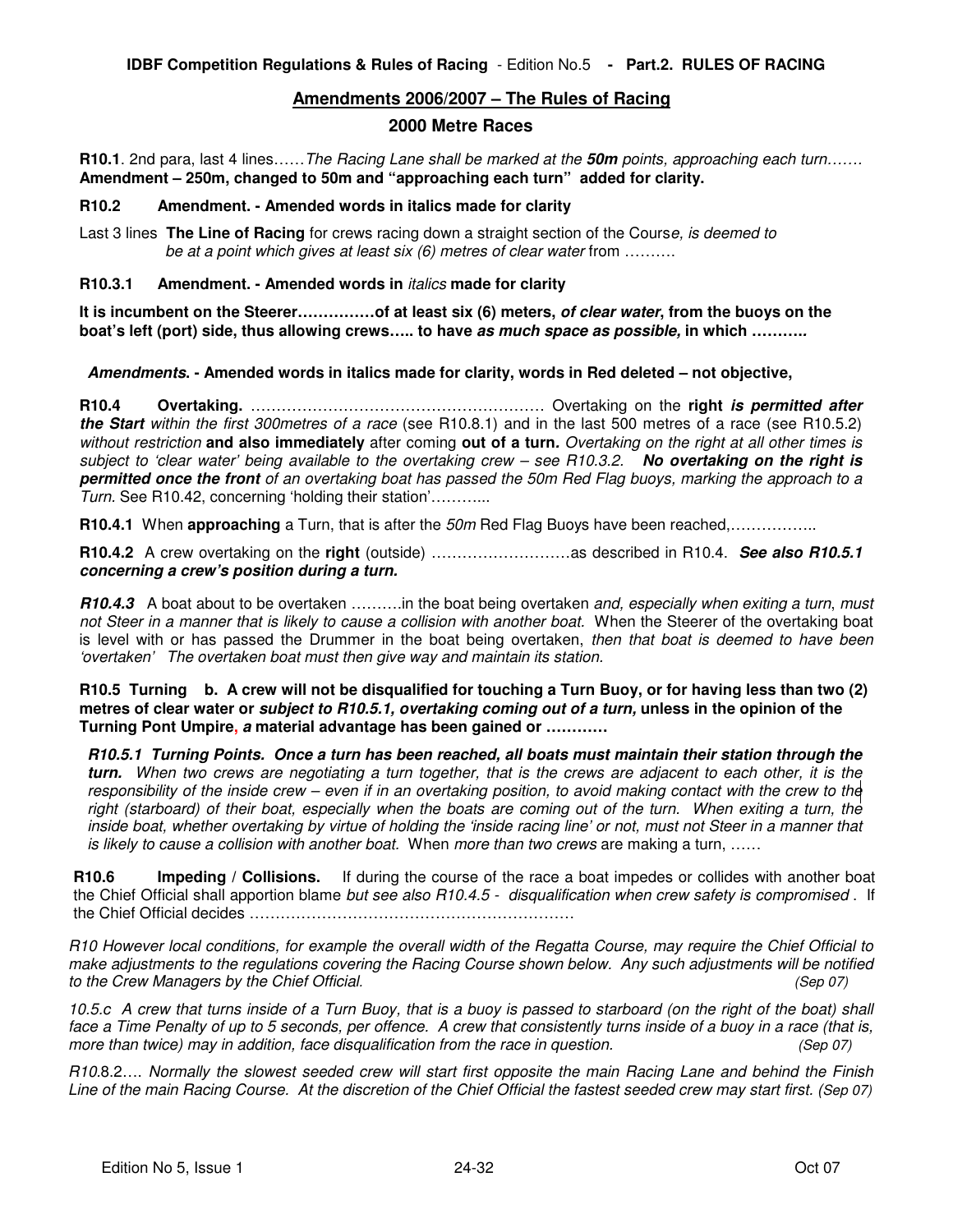## Amendments 2006/2007 – The Rules of Racing

### 2000 Metre Races

**R10.1**. 2nd para, last 4 lines…… *The Racing Lane shall be marked at the **50m** points, approaching each turn…….* **Amendment – 250m, changed to 50m and "approaching each turn" added for clarity.**

**R10.2 Amendment. - Amended words in italics made for clarity**

Last 3 lines **The Line of Racing** for crews racing down a straight section of the Cours*e, is deemed to be at a point which gives at least six (6) metres of clear water* from ……….

**R10.3.1 Amendment. - Amended words in** *italics* **made for clarity**

**It is incumbent on the Steerer……………of at least six (6) meters, *of clear water*, from the buoys on the boat's left (port) side, thus allowing crews….. to have *as much space as possible,* in which ………..**

***Amendments*. - Amended words in italics made for clarity, words in Red deleted – not objective,**

**R10.4 Overtaking.** ………………………………………………… Overtaking on the **right *is permitted after the Start*** *within the first 300metres of a race* (see R10.8.1) and in the last 500 metres of a race (see R10.5.2) *without restriction* **and also immediately** after coming **out of a turn***. Overtaking on the right at all other times is subject to 'clear water' being available to the overtaking crew – see R10.3.2.* ***No overtaking on the right is permitted once the front*** *of an overtaking boat has passed the 50m Red Flag buoys, marking the approach to a Turn.* See R10.42, concerning 'holding their station'………..

**R10.4.1** When **approaching** a Turn, that is after the *50m* Red Flag Buoys have been reached,……………..

**R10.4.2** A crew overtaking on the **right** (outside) ………………………as described in R10.4. ***See also R10.5.1 concerning a crew's position during a turn.***

***R10.4.3*** A boat about to be overtaken ……….in the boat being overtaken *and, especially when exiting a turn, must not Steer in a manner that is likely to cause a collision with another boat.* When the Steerer of the overtaking boat is level with or has passed the Drummer in the boat being overtaken, *then that boat is deemed to have been 'overtaken' The overtaken boat must then give way and maintain its station.*

**R10.5 Turning b. A crew will not be disqualified for touching a Turn Buoy, or for having less than two (2) metres of clear water or *subject to R10.5.1, overtaking coming out of a turn,* unless in the opinion of the Turning Pont Umpire, *a* material advantage has been gained or …………**

***R10.5.1 Turning Points. Once a turn has been reached, all boats must maintain their station through the turn.*** *When two crews are negotiating a turn together, that is the crews are adjacent to each other, it is the responsibility of the inside crew – even if in an overtaking position, to avoid making contact with the crew to the right (starboard) of their boat, especially when the boats are coming out of the turn. When exiting a turn, the inside boat, whether overtaking by virtue of holding the 'inside racing line' or not, must not Steer in a manner that is likely to cause a collision with another boat.* When *more than two crews* are making a turn, ……

**R10.6 Impeding / Collisions.** If during the course of the race a boat impedes or collides with another boat the Chief Official shall apportion blame *but see also R10.4.5 - disqualification when crew safety is compromised* . If the Chief Official decides ………………………………………………………

*R10 However local conditions, for example the overall width of the Regatta Course, may require the Chief Official to make adjustments to the regulations covering the Racing Course shown below. Any such adjustments will be notified to the Crew Managers by the Chief Official. (Sep 07)*

*10.5.c A crew that turns inside of a Turn Buoy, that is a buoy is passed to starboard (on the right of the boat) shall face a Time Penalty of up to 5 seconds, per offence. A crew that consistently turns inside of a buoy in a race (that is, more than twice) may in addition, face disqualification from the race in question. (Sep 07)*

*R10.8.2…. Normally the slowest seeded crew will start first opposite the main Racing Lane and behind the Finish Line of the main Racing Course. At the discretion of the Chief Official the fastest seeded crew may start first. (Sep 07)*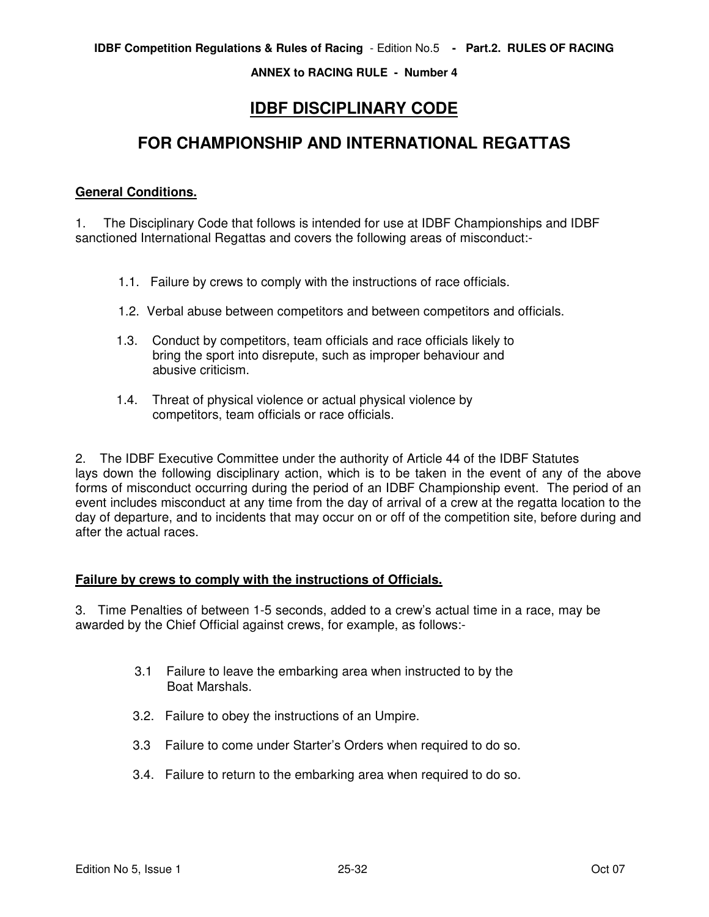**ANNEX to RACING RULE - Number 4**

# IDBF DISCIPLINARY CODE

## FOR CHAMPIONSHIP AND INTERNATIONAL REGATTAS

**General Conditions.**

1. The Disciplinary Code that follows is intended for use at IDBF Championships and IDBF sanctioned International Regattas and covers the following areas of misconduct:-

   1.1. Failure by crews to comply with the instructions of race officials.

   1.2. Verbal abuse between competitors and between competitors and officials.

   1.3. Conduct by competitors, team officials and race officials likely to bring the sport into disrepute, such as improper behaviour and abusive criticism.

   1.4. Threat of physical violence or actual physical violence by competitors, team officials or race officials.

2. The IDBF Executive Committee under the authority of Article 44 of the IDBF Statutes lays down the following disciplinary action, which is to be taken in the event of any of the above forms of misconduct occurring during the period of an IDBF Championship event. The period of an event includes misconduct at any time from the day of arrival of a crew at the regatta location to the day of departure, and to incidents that may occur on or off of the competition site, before during and after the actual races.

**Failure by crews to comply with the instructions of Officials.**

3. Time Penalties of between 1-5 seconds, added to a crew's actual time in a race, may be awarded by the Chief Official against crews, for example, as follows:-

   3.1 Failure to leave the embarking area when instructed to by the Boat Marshals.

   3.2. Failure to obey the instructions of an Umpire.

   3.3 Failure to come under Starter's Orders when required to do so.

   3.4. Failure to return to the embarking area when required to do so.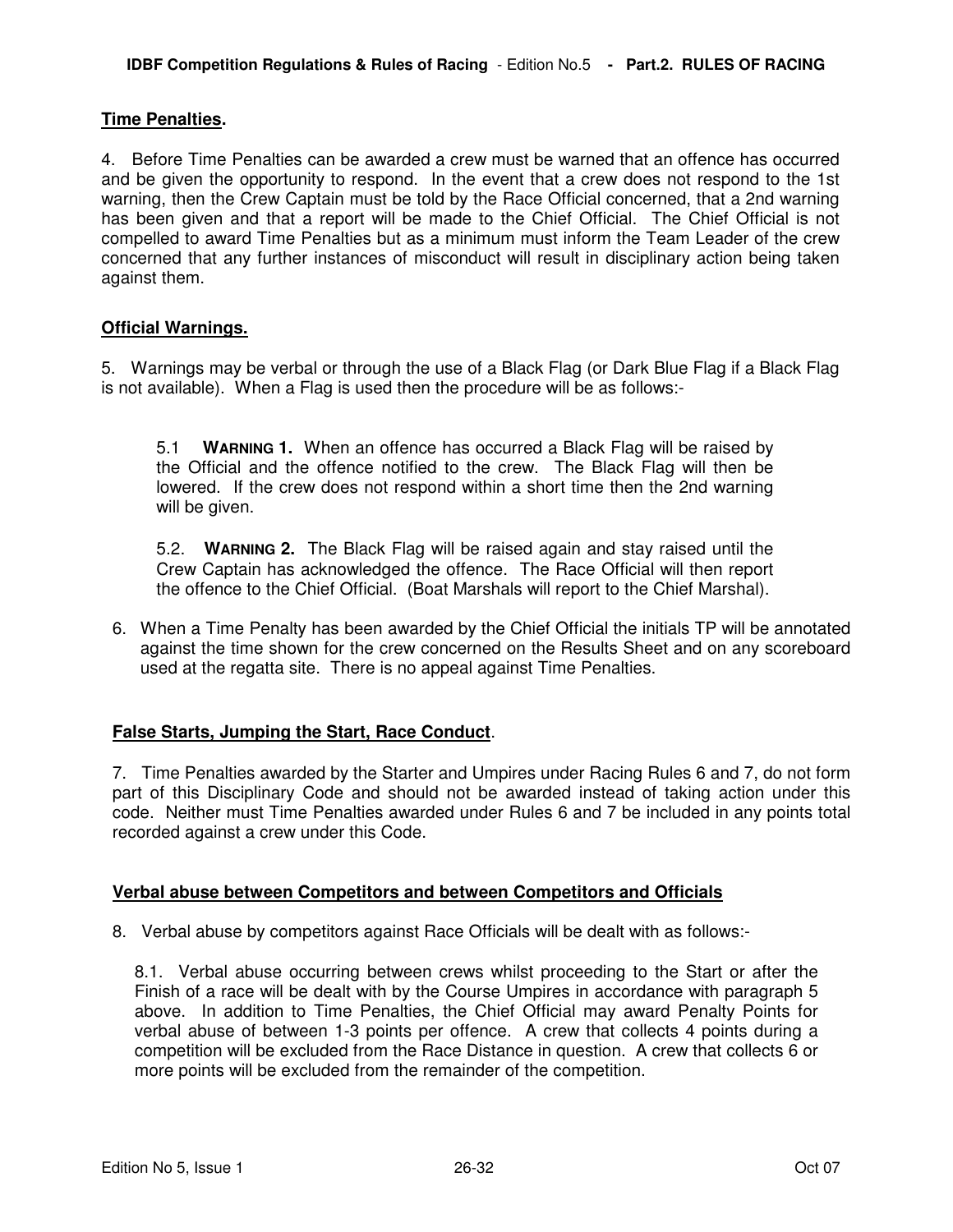**Time Penalties.**

4. Before Time Penalties can be awarded a crew must be warned that an offence has occurred and be given the opportunity to respond. In the event that a crew does not respond to the 1st warning, then the Crew Captain must be told by the Race Official concerned, that a 2nd warning has been given and that a report will be made to the Chief Official. The Chief Official is not compelled to award Time Penalties but as a minimum must inform the Team Leader of the crew concerned that any further instances of misconduct will result in disciplinary action being taken against them.

**Official Warnings.**

5. Warnings may be verbal or through the use of a Black Flag (or Dark Blue Flag if a Black Flag is not available). When a Flag is used then the procedure will be as follows:-

5.1 **WARNING 1.** When an offence has occurred a Black Flag will be raised by the Official and the offence notified to the crew. The Black Flag will then be lowered. If the crew does not respond within a short time then the 2nd warning will be given.

5.2. **WARNING 2.** The Black Flag will be raised again and stay raised until the Crew Captain has acknowledged the offence. The Race Official will then report the offence to the Chief Official. (Boat Marshals will report to the Chief Marshal).

6. When a Time Penalty has been awarded by the Chief Official the initials TP will be annotated against the time shown for the crew concerned on the Results Sheet and on any scoreboard used at the regatta site. There is no appeal against Time Penalties.

**False Starts, Jumping the Start, Race Conduct.**

7. Time Penalties awarded by the Starter and Umpires under Racing Rules 6 and 7, do not form part of this Disciplinary Code and should not be awarded instead of taking action under this code. Neither must Time Penalties awarded under Rules 6 and 7 be included in any points total recorded against a crew under this Code.

**Verbal abuse between Competitors and between Competitors and Officials**

8. Verbal abuse by competitors against Race Officials will be dealt with as follows:-

8.1. Verbal abuse occurring between crews whilst proceeding to the Start or after the Finish of a race will be dealt with by the Course Umpires in accordance with paragraph 5 above. In addition to Time Penalties, the Chief Official may award Penalty Points for verbal abuse of between 1-3 points per offence. A crew that collects 4 points during a competition will be excluded from the Race Distance in question. A crew that collects 6 or more points will be excluded from the remainder of the competition.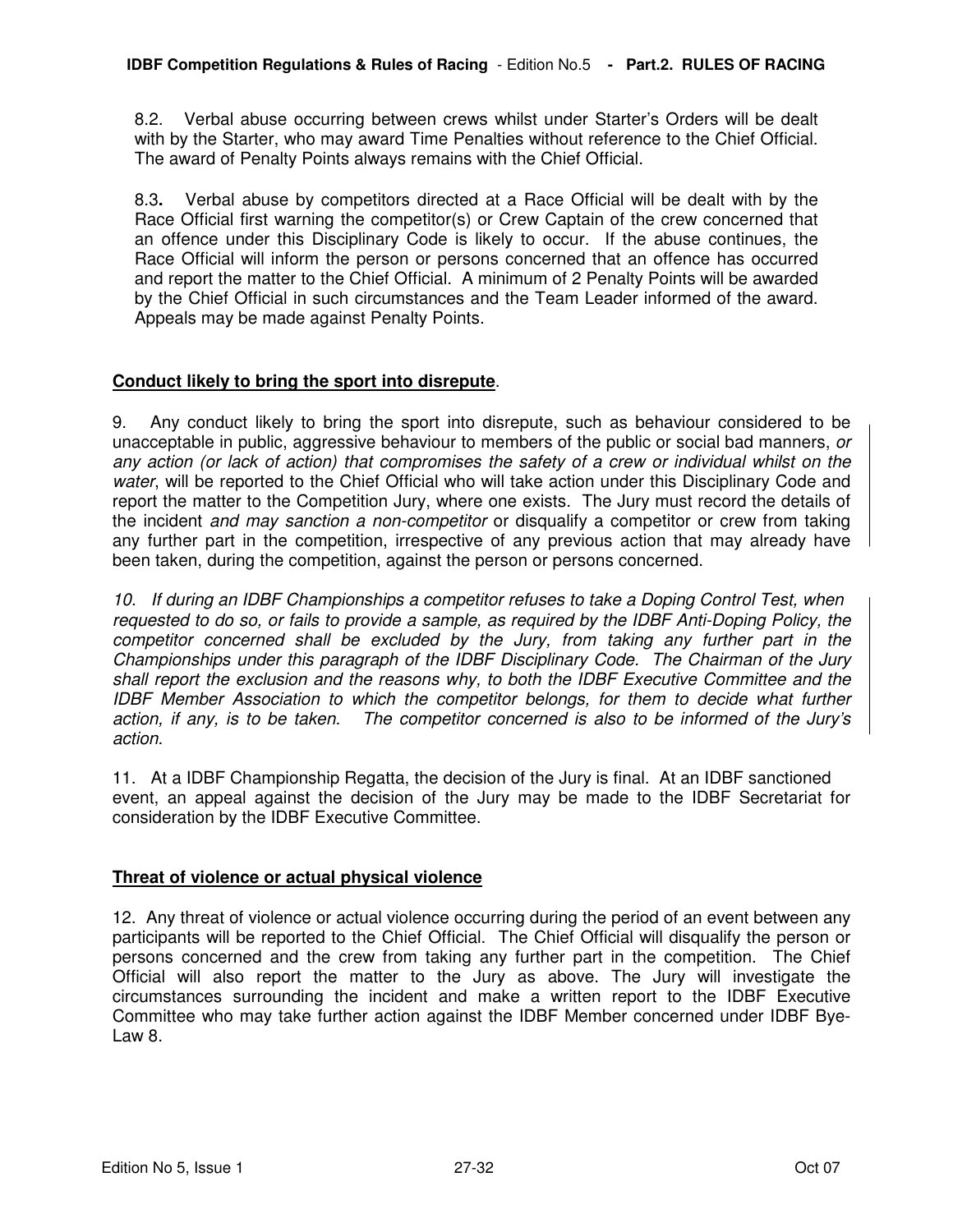8.2. Verbal abuse occurring between crews whilst under Starter's Orders will be dealt with by the Starter, who may award Time Penalties without reference to the Chief Official. The award of Penalty Points always remains with the Chief Official.

8.3**.** Verbal abuse by competitors directed at a Race Official will be dealt with by the Race Official first warning the competitor(s) or Crew Captain of the crew concerned that an offence under this Disciplinary Code is likely to occur. If the abuse continues, the Race Official will inform the person or persons concerned that an offence has occurred and report the matter to the Chief Official. A minimum of 2 Penalty Points will be awarded by the Chief Official in such circumstances and the Team Leader informed of the award. Appeals may be made against Penalty Points.

**<u>Conduct likely to bring the sport into disrepute</u>**.

9. Any conduct likely to bring the sport into disrepute, such as behaviour considered to be unacceptable in public, aggressive behaviour to members of the public or social bad manners, *or any action (or lack of action) that compromises the safety of a crew or individual whilst on the water*, will be reported to the Chief Official who will take action under this Disciplinary Code and report the matter to the Competition Jury, where one exists. The Jury must record the details of the incident *and may sanction a non-competitor* or disqualify a competitor or crew from taking any further part in the competition, irrespective of any previous action that may already have been taken, during the competition, against the person or persons concerned.

*10. If during an IDBF Championships a competitor refuses to take a Doping Control Test, when requested to do so, or fails to provide a sample, as required by the IDBF Anti-Doping Policy, the competitor concerned shall be excluded by the Jury, from taking any further part in the Championships under this paragraph of the IDBF Disciplinary Code. The Chairman of the Jury shall report the exclusion and the reasons why, to both the IDBF Executive Committee and the IDBF Member Association to which the competitor belongs, for them to decide what further action, if any, is to be taken. The competitor concerned is also to be informed of the Jury's action.*

11. At a IDBF Championship Regatta, the decision of the Jury is final. At an IDBF sanctioned event, an appeal against the decision of the Jury may be made to the IDBF Secretariat for consideration by the IDBF Executive Committee.

**<u>Threat of violence or actual physical violence</u>**

12. Any threat of violence or actual violence occurring during the period of an event between any participants will be reported to the Chief Official. The Chief Official will disqualify the person or persons concerned and the crew from taking any further part in the competition. The Chief Official will also report the matter to the Jury as above. The Jury will investigate the circumstances surrounding the incident and make a written report to the IDBF Executive Committee who may take further action against the IDBF Member concerned under IDBF Bye-Law 8.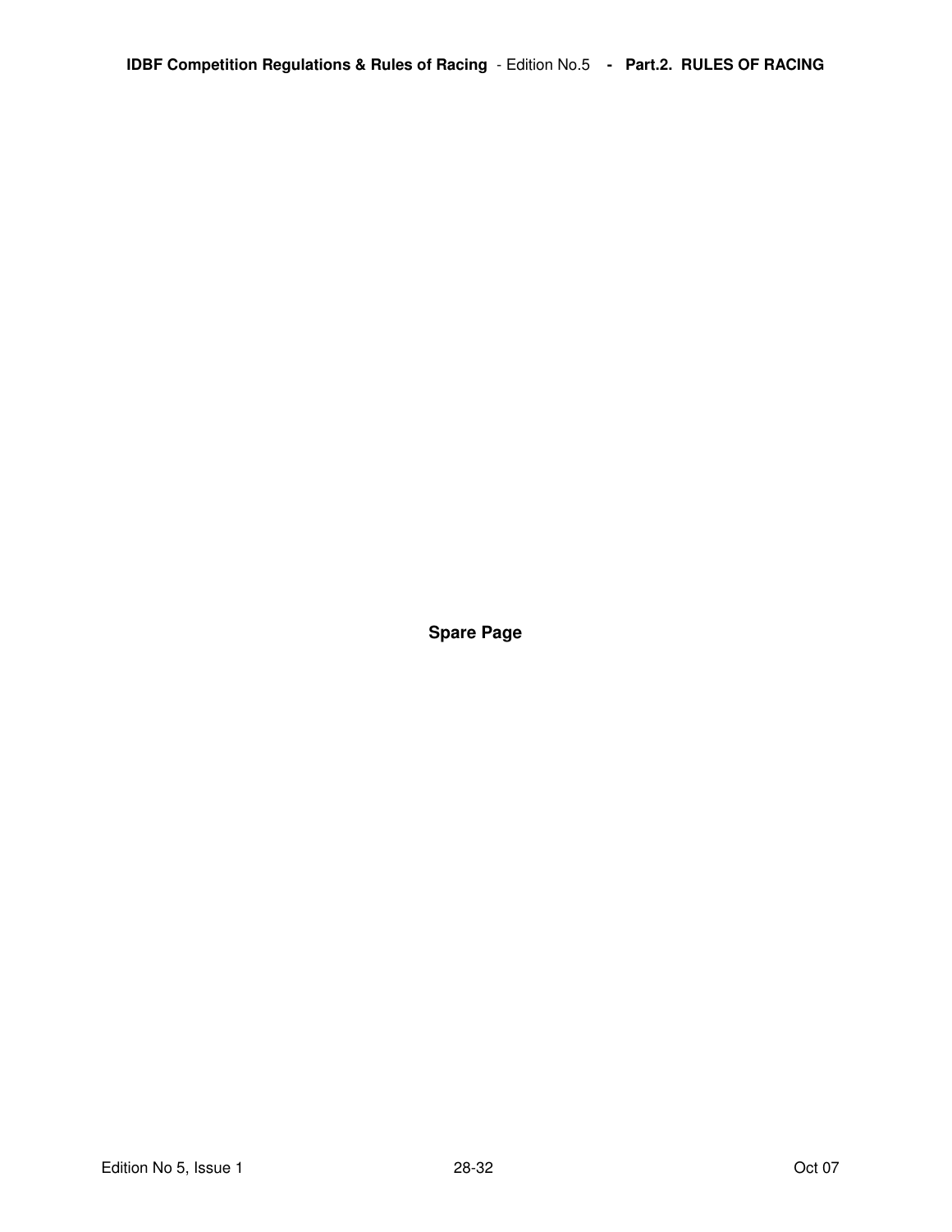**Spare Page**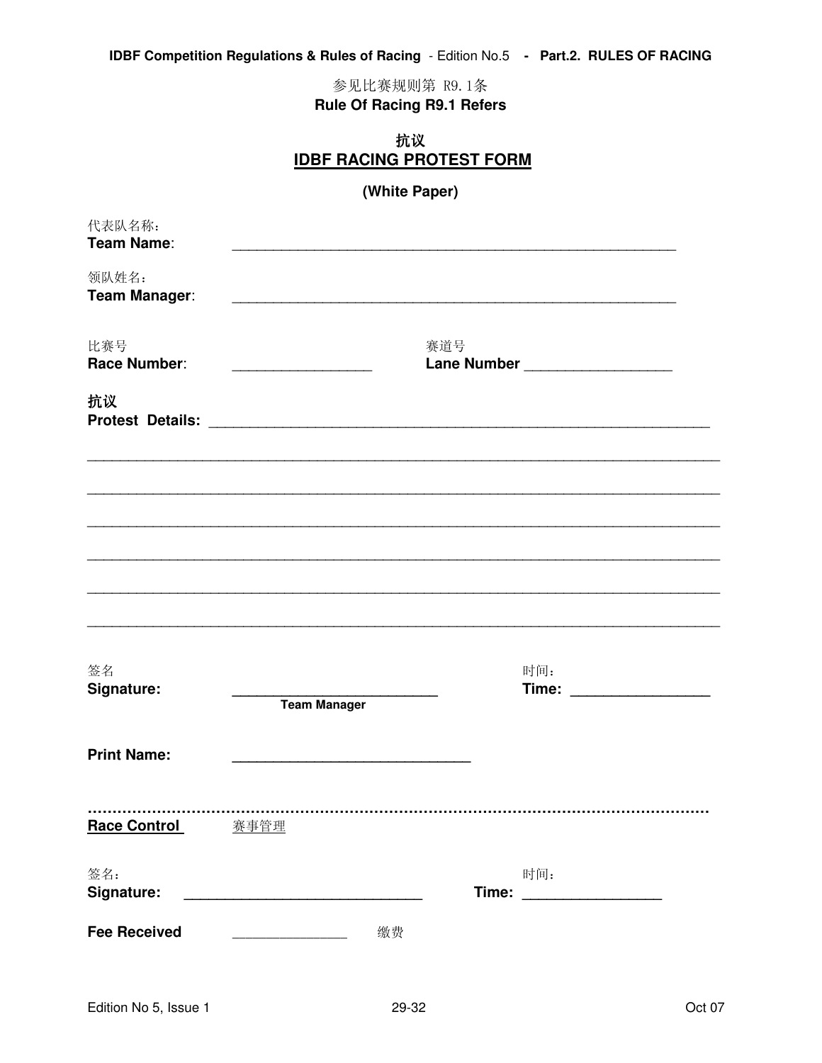参见比赛规则第 R9.1条
**Rule Of Racing R9.1 Refers**

## 抗议
## IDBF RACING PROTEST FORM

**(White Paper)**

代表队名称：
**Team Name**: ____________________________________________________________

领队姓名：
**Team Manager**: ____________________________________________________________

比赛号
**Race Number**: _________________

赛道号
**Lane Number** _________________

**抗议**
**Protest Details:** ____________________________________________________________

________________________________________________________________________________

________________________________________________________________________________

________________________________________________________________________________

________________________________________________________________________________

________________________________________________________________________________

________________________________________________________________________________

签名
**Signature:** ________________________
**Team Manager**

时间：
**Time:** _________________

**Print Name:** ____________________________

..........................................................................................................................

**Race Control** 赛事管理

签名：
**Signature:** ____________________________

时间：
**Time:** _________________

**Fee Received** _______________ 缴费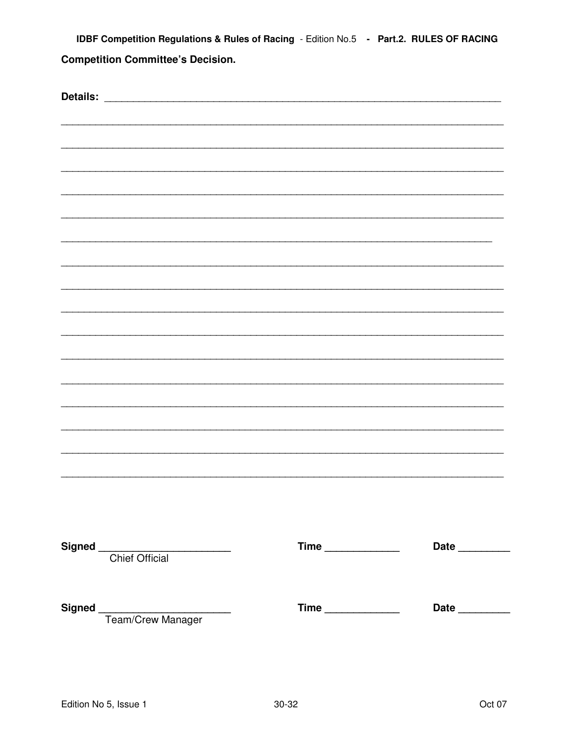**Competition Committee's Decision.**

**Details:** ______________________________________________________________________

______________________________________________________________________________

______________________________________________________________________________

______________________________________________________________________________

______________________________________________________________________________

______________________________________________________________________________

______________________________________________________________________________

______________________________________________________________________________

______________________________________________________________________________

______________________________________________________________________________

______________________________________________________________________________

______________________________________________________________________________

______________________________________________________________________________

______________________________________________________________________________

______________________________________________________________________________

______________________________________________________________________________

______________________________________________________________________________

**Signed** ______________________ **Time** ____________ **Date** _________
Chief Official

**Signed** ______________________ **Time** ____________ **Date** _________
Team/Crew Manager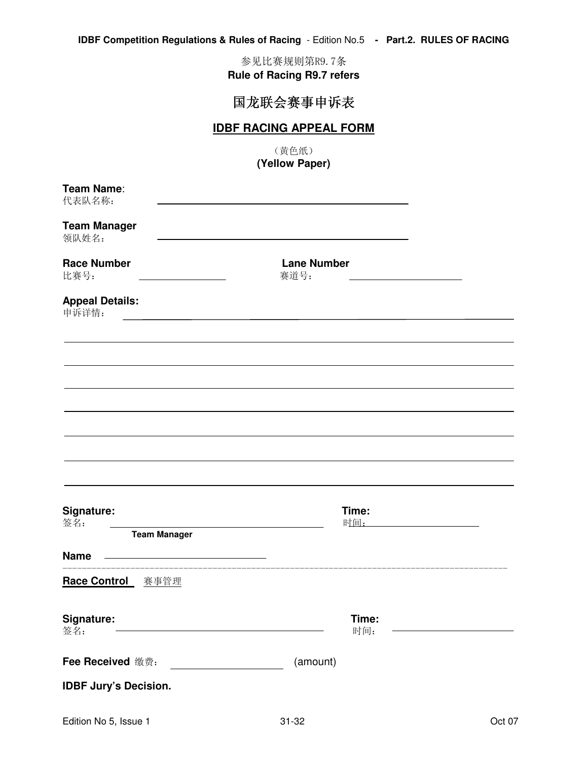参见比赛规则第R9.7条

**Rule of Racing R9.7 refers**

# 国龙联会赛事申诉表

## IDBF RACING APPEAL FORM

（黄色纸）

**(Yellow Paper)**

**Team Name**:
代表队名称： ______________________________

**Team Manager**
领队姓名： ______________________________

**Race Number**
比赛号： ______________

**Lane Number**
赛道号： ______________

**Appeal Details:**
申诉详情： ______________________________

______________________________

______________________________

______________________________

______________________________

______________________________

______________________________

______________________________

**Signature:**
签名： ______________________________
**Team Manager**

**Time:**
时间： ______________

**Name** ______________________________

---

**Race Control** 赛事管理

**Signature:**
签名： ______________________________

**Time:**
时间： ______________

**Fee Received** 缴费： ______________ (amount)

**IDBF Jury's Decision.**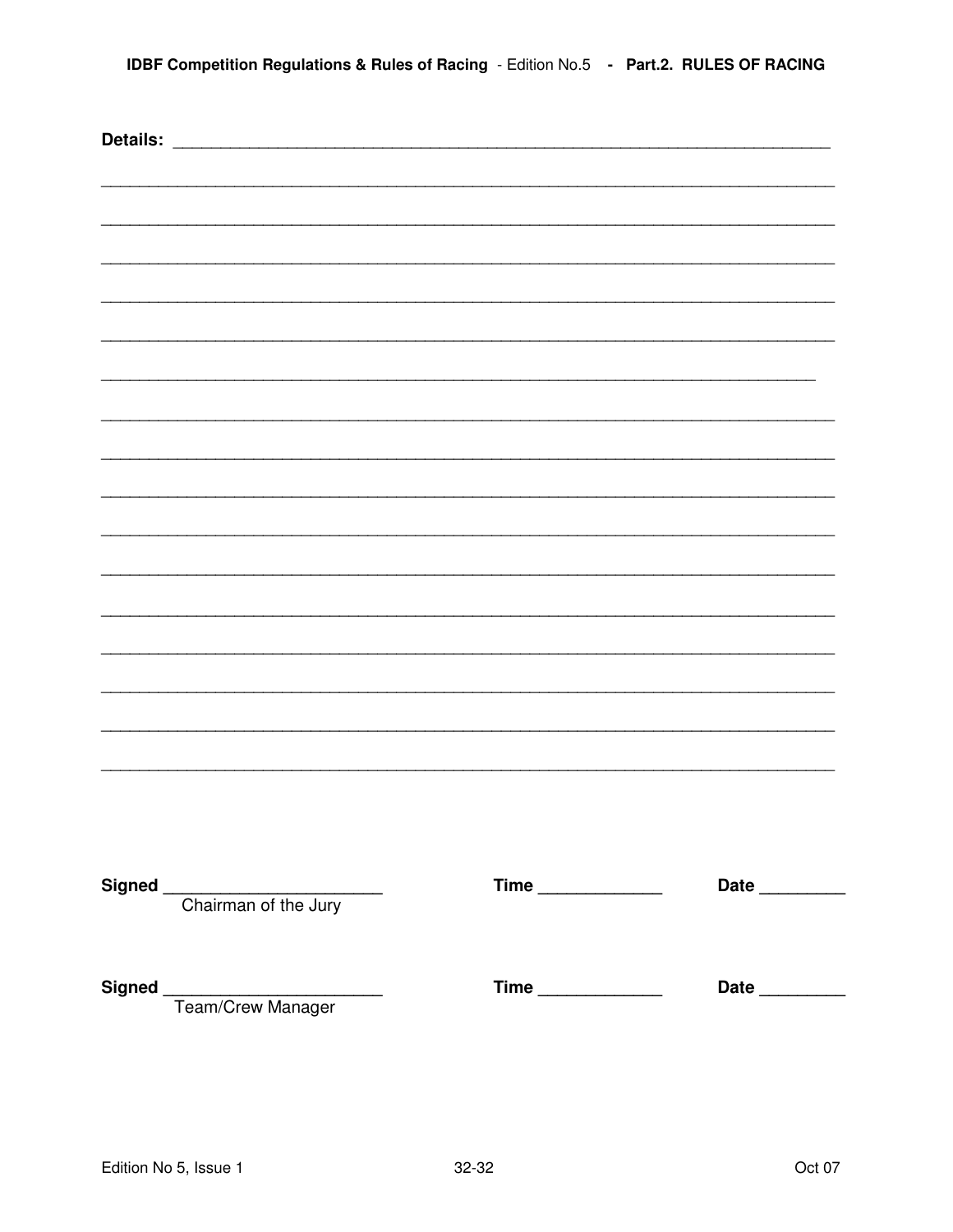**Details:** ___________________________________________________________________________

___________________________________________________________________________

___________________________________________________________________________

___________________________________________________________________________

___________________________________________________________________________

___________________________________________________________________________

___________________________________________________________________________

___________________________________________________________________________

___________________________________________________________________________

___________________________________________________________________________

___________________________________________________________________________

___________________________________________________________________________

___________________________________________________________________________

___________________________________________________________________________

___________________________________________________________________________

___________________________________________________________________________

___________________________________________________________________________

**Signed** ______________________ **Time** _____________ **Date** _________
Chairman of the Jury

**Signed** ______________________ **Time** _____________ **Date** _________
Team/Crew Manager